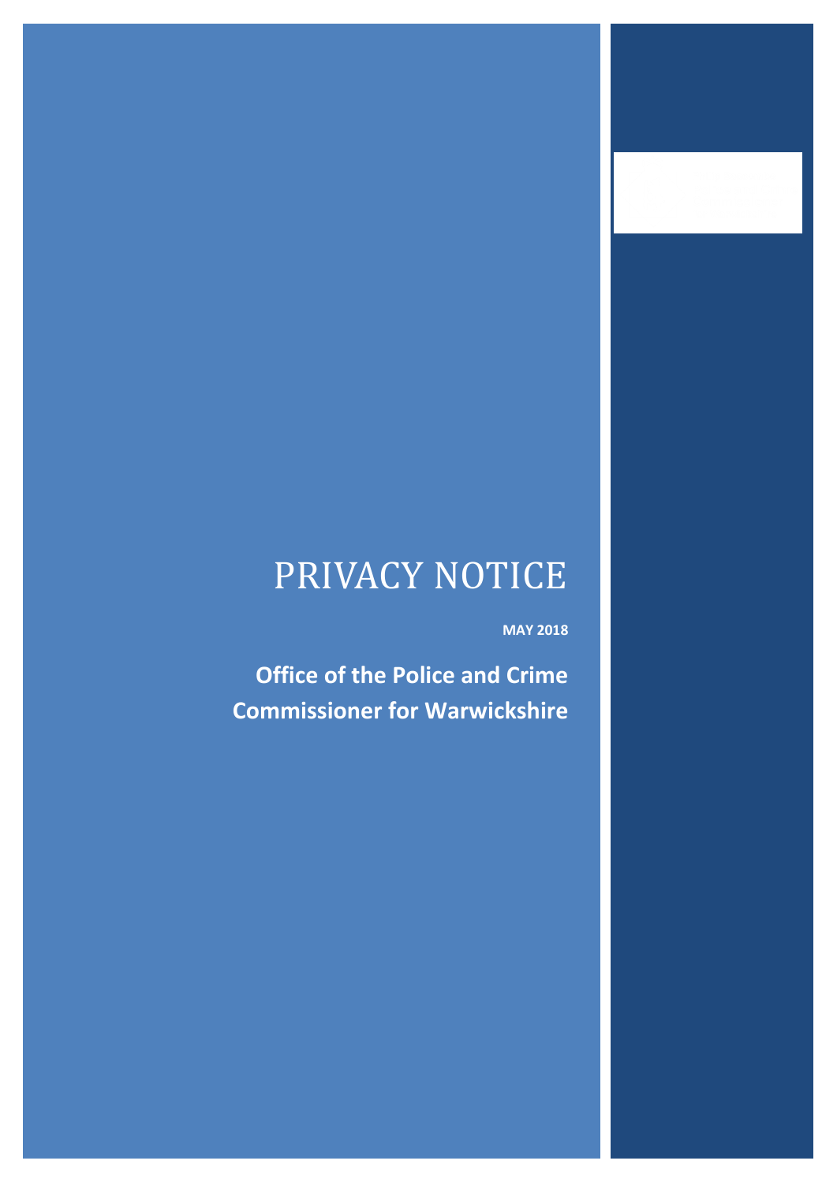# PRIVACY NOTICE

**MAY 2018**

**Office of the Police and Crime Commissioner for Warwickshire**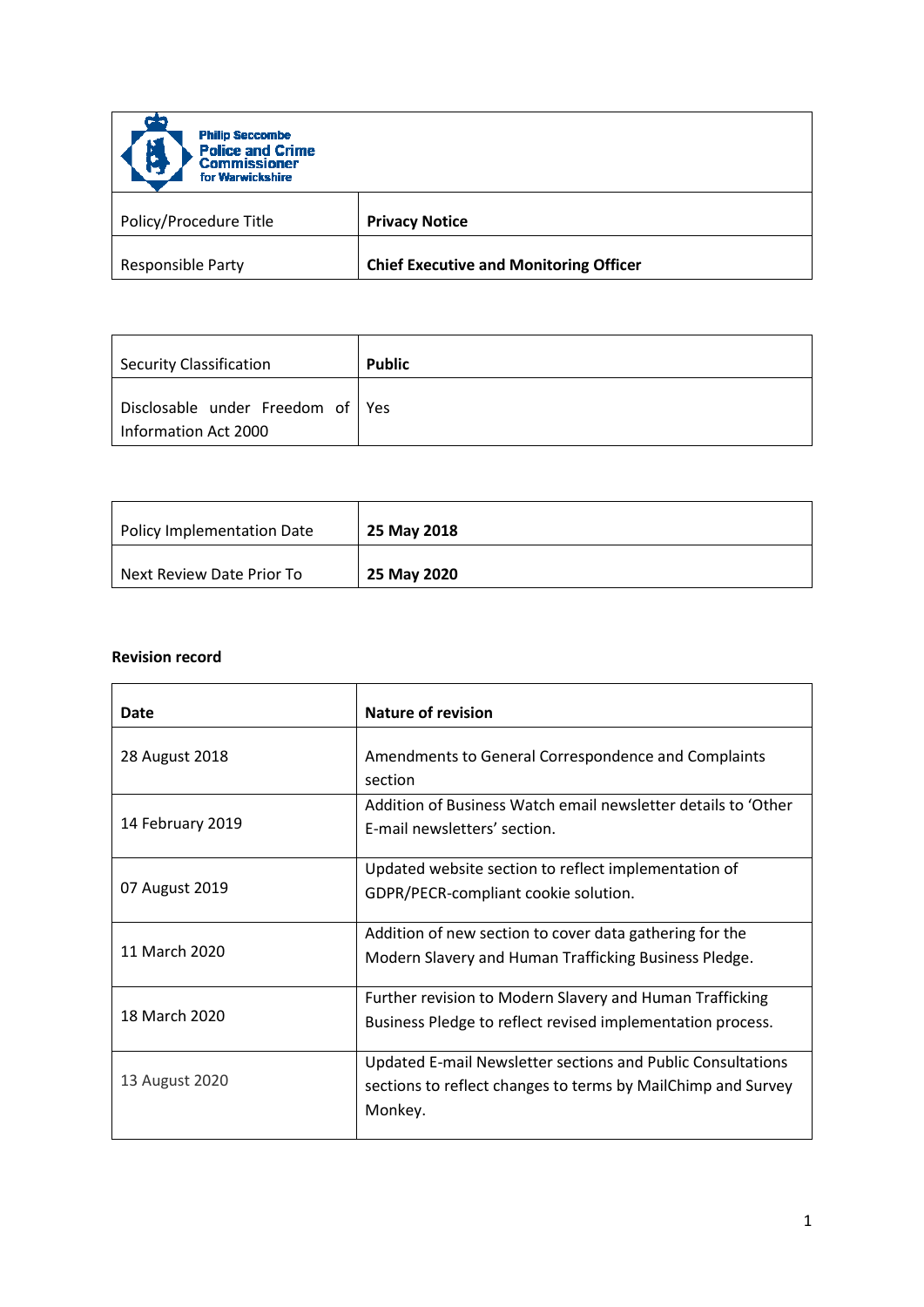| Philip Seccombe Police and Crime Commissioner for Warwickshire | |
|---|---|
| Policy/Procedure Title | **Privacy Notice** |
| Responsible Party | **Chief Executive and Monitoring Officer** |

| Security Classification | **Public** |
|---|---|
| Disclosable under Freedom of Information Act 2000 | Yes |

| Policy Implementation Date | **25 May 2018** |
|---|---|
| Next Review Date Prior To | **25 May 2020** |

**Revision record**

| **Date** | **Nature of revision** |
|---|---|
| 28 August 2018 | Amendments to General Correspondence and Complaints section |
| 14 February 2019 | Addition of Business Watch email newsletter details to 'Other E-mail newsletters' section. |
| 07 August 2019 | Updated website section to reflect implementation of GDPR/PECR-compliant cookie solution. |
| 11 March 2020 | Addition of new section to cover data gathering for the Modern Slavery and Human Trafficking Business Pledge. |
| 18 March 2020 | Further revision to Modern Slavery and Human Trafficking Business Pledge to reflect revised implementation process. |
| 13 August 2020 | Updated E-mail Newsletter sections and Public Consultations sections to reflect changes to terms by MailChimp and Survey Monkey. |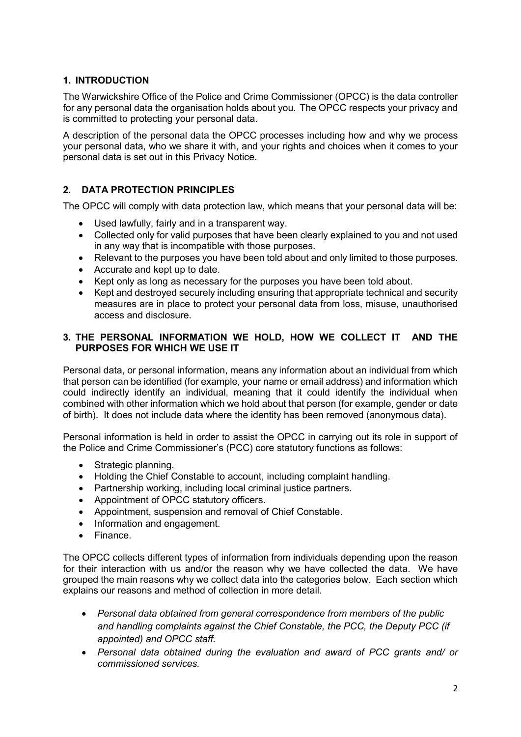## 1. INTRODUCTION

The Warwickshire Office of the Police and Crime Commissioner (OPCC) is the data controller for any personal data the organisation holds about you. The OPCC respects your privacy and is committed to protecting your personal data.

A description of the personal data the OPCC processes including how and why we process your personal data, who we share it with, and your rights and choices when it comes to your personal data is set out in this Privacy Notice.

## 2. DATA PROTECTION PRINCIPLES

The OPCC will comply with data protection law, which means that your personal data will be:

- Used lawfully, fairly and in a transparent way.
- Collected only for valid purposes that have been clearly explained to you and not used in any way that is incompatible with those purposes.
- Relevant to the purposes you have been told about and only limited to those purposes.
- Accurate and kept up to date.
- Kept only as long as necessary for the purposes you have been told about.
- Kept and destroyed securely including ensuring that appropriate technical and security measures are in place to protect your personal data from loss, misuse, unauthorised access and disclosure.

## 3. THE PERSONAL INFORMATION WE HOLD, HOW WE COLLECT IT AND THE PURPOSES FOR WHICH WE USE IT

Personal data, or personal information, means any information about an individual from which that person can be identified (for example, your name or email address) and information which could indirectly identify an individual, meaning that it could identify the individual when combined with other information which we hold about that person (for example, gender or date of birth). It does not include data where the identity has been removed (anonymous data).

Personal information is held in order to assist the OPCC in carrying out its role in support of the Police and Crime Commissioner's (PCC) core statutory functions as follows:

- Strategic planning.
- Holding the Chief Constable to account, including complaint handling.
- Partnership working, including local criminal justice partners.
- Appointment of OPCC statutory officers.
- Appointment, suspension and removal of Chief Constable.
- Information and engagement.
- Finance.

The OPCC collects different types of information from individuals depending upon the reason for their interaction with us and/or the reason why we have collected the data. We have grouped the main reasons why we collect data into the categories below. Each section which explains our reasons and method of collection in more detail.

- *Personal data obtained from general correspondence from members of the public and handling complaints against the Chief Constable, the PCC, the Deputy PCC (if appointed) and OPCC staff.*
- *Personal data obtained during the evaluation and award of PCC grants and/ or commissioned services.*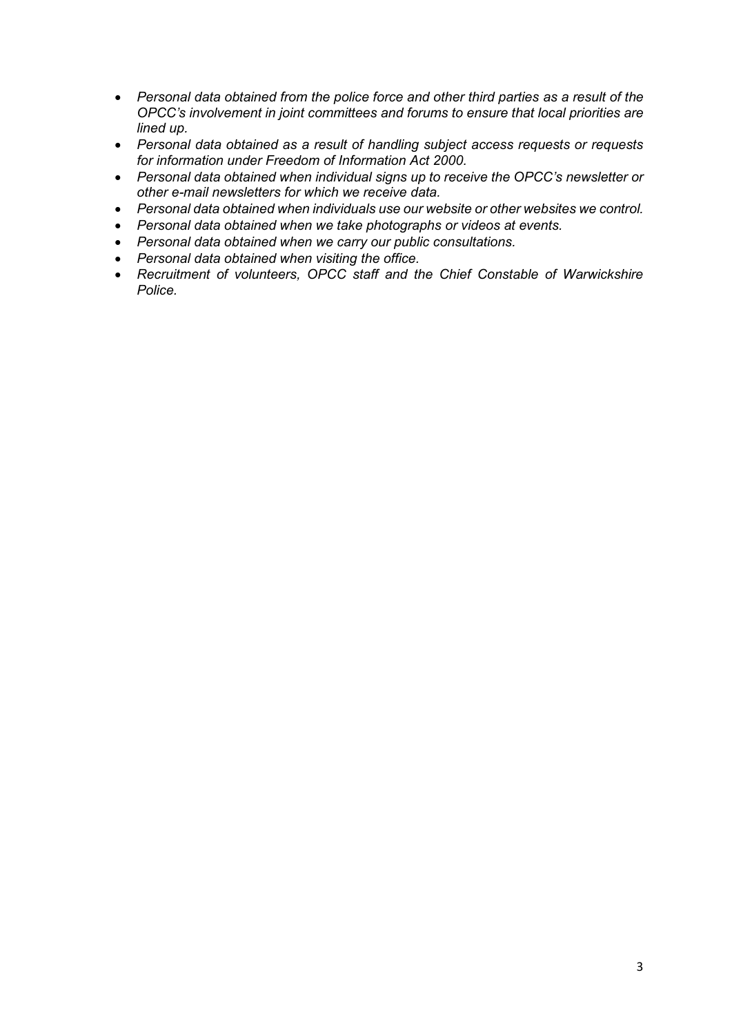- *Personal data obtained from the police force and other third parties as a result of the OPCC's involvement in joint committees and forums to ensure that local priorities are lined up.*
- *Personal data obtained as a result of handling subject access requests or requests for information under Freedom of Information Act 2000.*
- *Personal data obtained when individual signs up to receive the OPCC's newsletter or other e-mail newsletters for which we receive data.*
- *Personal data obtained when individuals use our website or other websites we control.*
- *Personal data obtained when we take photographs or videos at events.*
- *Personal data obtained when we carry our public consultations.*
- *Personal data obtained when visiting the office.*
- *Recruitment of volunteers, OPCC staff and the Chief Constable of Warwickshire Police.*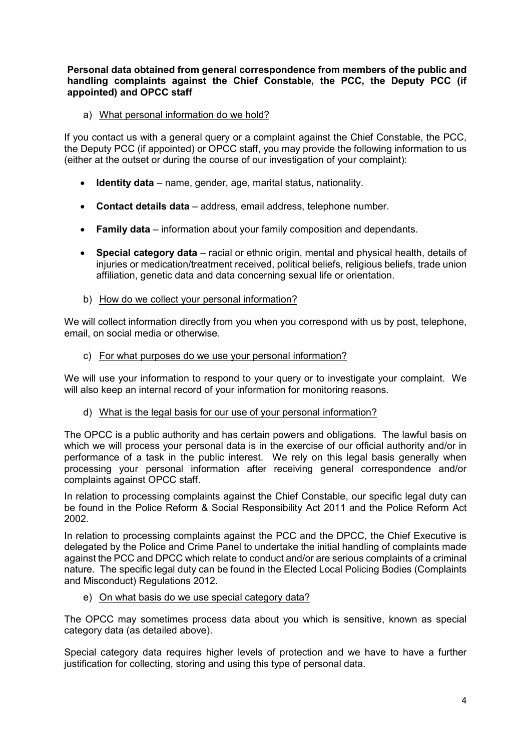**Personal data obtained from general correspondence from members of the public and handling complaints against the Chief Constable, the PCC, the Deputy PCC (if appointed) and OPCC staff**

a) What personal information do we hold?

If you contact us with a general query or a complaint against the Chief Constable, the PCC, the Deputy PCC (if appointed) or OPCC staff, you may provide the following information to us (either at the outset or during the course of our investigation of your complaint):

- **Identity data** – name, gender, age, marital status, nationality.
- **Contact details data** – address, email address, telephone number.
- **Family data** – information about your family composition and dependants.
- **Special category data** – racial or ethnic origin, mental and physical health, details of injuries or medication/treatment received, political beliefs, religious beliefs, trade union affiliation, genetic data and data concerning sexual life or orientation.

b) How do we collect your personal information?

We will collect information directly from you when you correspond with us by post, telephone, email, on social media or otherwise.

c) For what purposes do we use your personal information?

We will use your information to respond to your query or to investigate your complaint. We will also keep an internal record of your information for monitoring reasons.

d) What is the legal basis for our use of your personal information?

The OPCC is a public authority and has certain powers and obligations. The lawful basis on which we will process your personal data is in the exercise of our official authority and/or in performance of a task in the public interest. We rely on this legal basis generally when processing your personal information after receiving general correspondence and/or complaints against OPCC staff.

In relation to processing complaints against the Chief Constable, our specific legal duty can be found in the Police Reform & Social Responsibility Act 2011 and the Police Reform Act 2002.

In relation to processing complaints against the PCC and the DPCC, the Chief Executive is delegated by the Police and Crime Panel to undertake the initial handling of complaints made against the PCC and DPCC which relate to conduct and/or are serious complaints of a criminal nature. The specific legal duty can be found in the Elected Local Policing Bodies (Complaints and Misconduct) Regulations 2012.

e) On what basis do we use special category data?

The OPCC may sometimes process data about you which is sensitive, known as special category data (as detailed above).

Special category data requires higher levels of protection and we have to have a further justification for collecting, storing and using this type of personal data.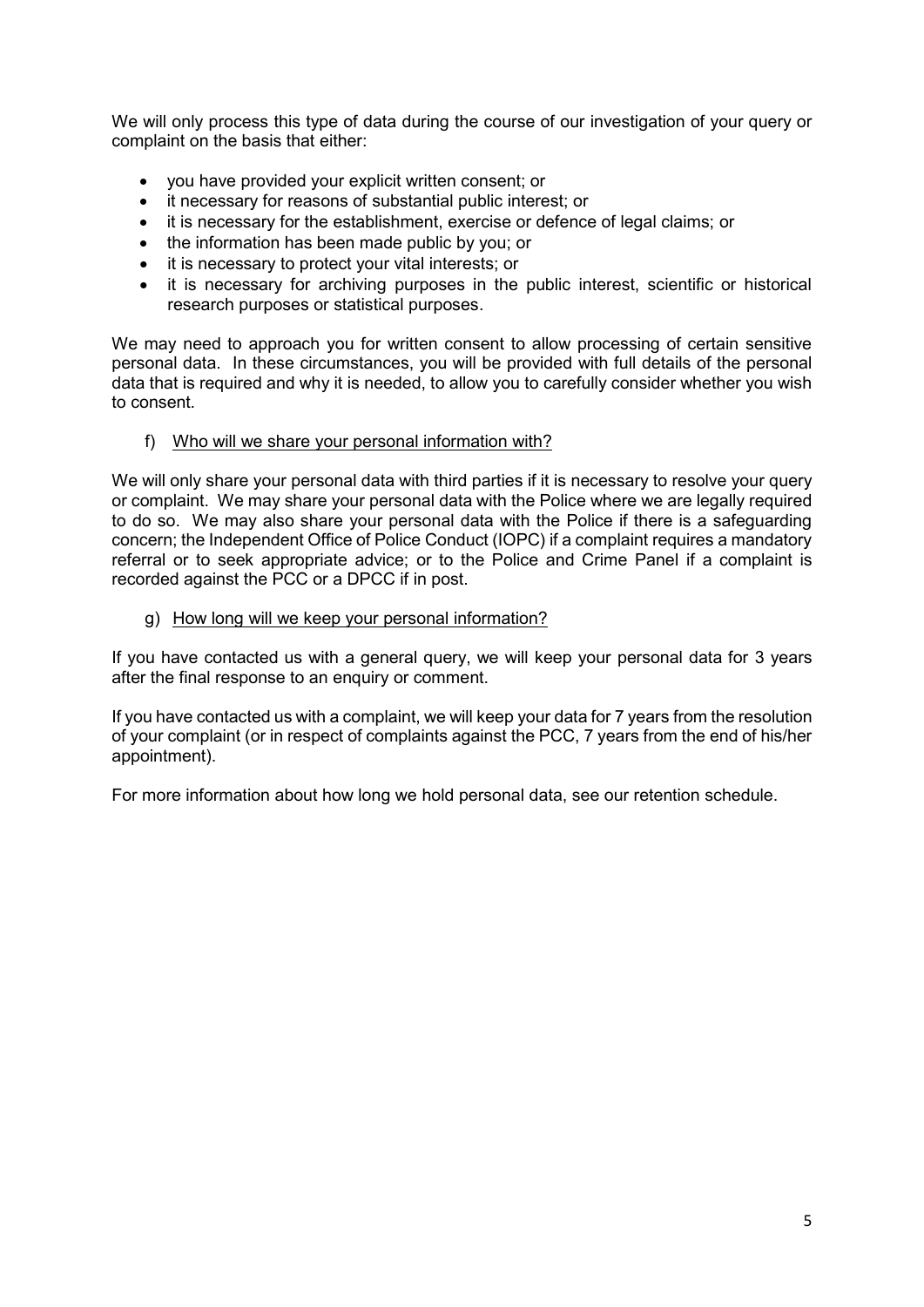We will only process this type of data during the course of our investigation of your query or complaint on the basis that either:

- you have provided your explicit written consent; or
- it necessary for reasons of substantial public interest; or
- it is necessary for the establishment, exercise or defence of legal claims; or
- the information has been made public by you; or
- it is necessary to protect your vital interests; or
- it is necessary for archiving purposes in the public interest, scientific or historical research purposes or statistical purposes.

We may need to approach you for written consent to allow processing of certain sensitive personal data. In these circumstances, you will be provided with full details of the personal data that is required and why it is needed, to allow you to carefully consider whether you wish to consent.

f) Who will we share your personal information with?

We will only share your personal data with third parties if it is necessary to resolve your query or complaint. We may share your personal data with the Police where we are legally required to do so. We may also share your personal data with the Police if there is a safeguarding concern; the Independent Office of Police Conduct (IOPC) if a complaint requires a mandatory referral or to seek appropriate advice; or to the Police and Crime Panel if a complaint is recorded against the PCC or a DPCC if in post.

g) How long will we keep your personal information?

If you have contacted us with a general query, we will keep your personal data for 3 years after the final response to an enquiry or comment.

If you have contacted us with a complaint, we will keep your data for 7 years from the resolution of your complaint (or in respect of complaints against the PCC, 7 years from the end of his/her appointment).

For more information about how long we hold personal data, see our retention schedule.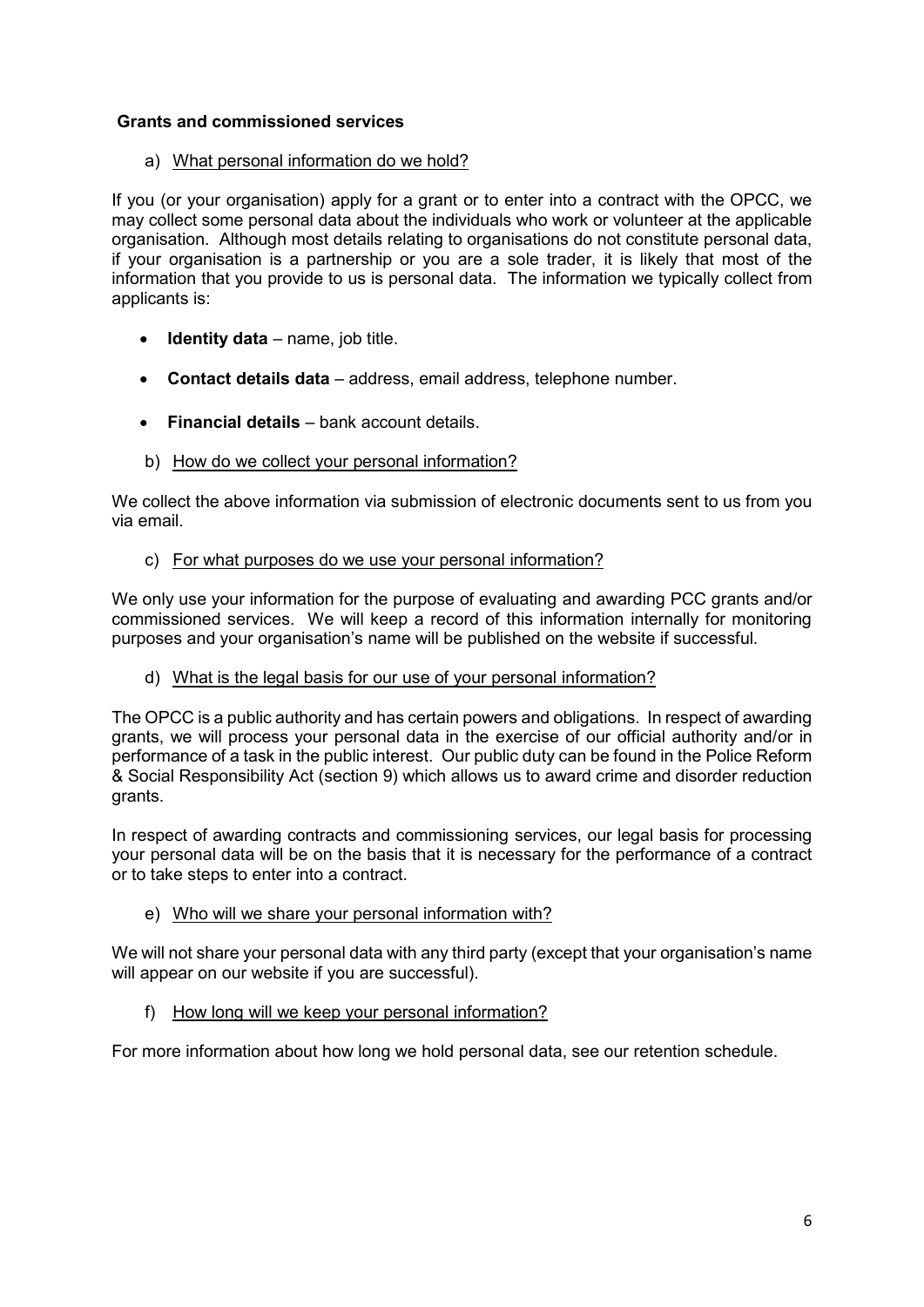### Grants and commissioned services

a) What personal information do we hold?

If you (or your organisation) apply for a grant or to enter into a contract with the OPCC, we may collect some personal data about the individuals who work or volunteer at the applicable organisation. Although most details relating to organisations do not constitute personal data, if your organisation is a partnership or you are a sole trader, it is likely that most of the information that you provide to us is personal data. The information we typically collect from applicants is:

- **Identity data** – name, job title.
- **Contact details data** – address, email address, telephone number.
- **Financial details** – bank account details.

b) How do we collect your personal information?

We collect the above information via submission of electronic documents sent to us from you via email.

c) For what purposes do we use your personal information?

We only use your information for the purpose of evaluating and awarding PCC grants and/or commissioned services. We will keep a record of this information internally for monitoring purposes and your organisation's name will be published on the website if successful.

d) What is the legal basis for our use of your personal information?

The OPCC is a public authority and has certain powers and obligations. In respect of awarding grants, we will process your personal data in the exercise of our official authority and/or in performance of a task in the public interest. Our public duty can be found in the Police Reform & Social Responsibility Act (section 9) which allows us to award crime and disorder reduction grants.

In respect of awarding contracts and commissioning services, our legal basis for processing your personal data will be on the basis that it is necessary for the performance of a contract or to take steps to enter into a contract.

e) Who will we share your personal information with?

We will not share your personal data with any third party (except that your organisation's name will appear on our website if you are successful).

f) How long will we keep your personal information?

For more information about how long we hold personal data, see our retention schedule.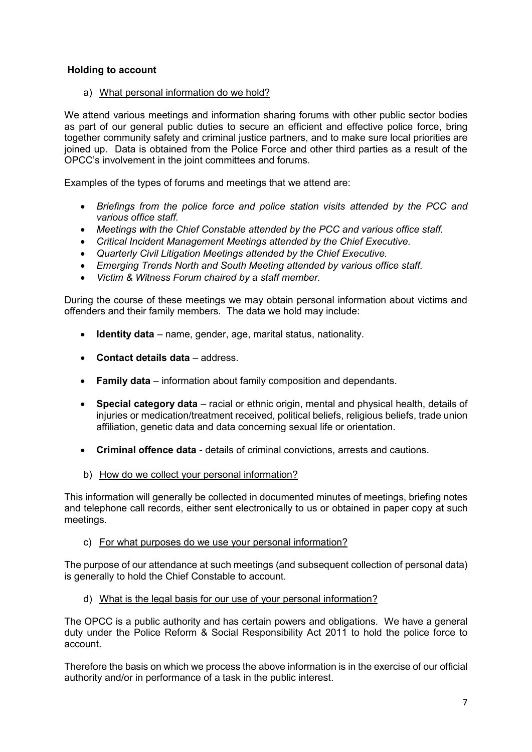## Holding to account

a) <u>What personal information do we hold?</u>

We attend various meetings and information sharing forums with other public sector bodies as part of our general public duties to secure an efficient and effective police force, bring together community safety and criminal justice partners, and to make sure local priorities are joined up. Data is obtained from the Police Force and other third parties as a result of the OPCC's involvement in the joint committees and forums.

Examples of the types of forums and meetings that we attend are:

- *Briefings from the police force and police station visits attended by the PCC and various office staff.*
- *Meetings with the Chief Constable attended by the PCC and various office staff.*
- *Critical Incident Management Meetings attended by the Chief Executive.*
- *Quarterly Civil Litigation Meetings attended by the Chief Executive.*
- *Emerging Trends North and South Meeting attended by various office staff.*
- *Victim & Witness Forum chaired by a staff member.*

During the course of these meetings we may obtain personal information about victims and offenders and their family members. The data we hold may include:

- **Identity data** – name, gender, age, marital status, nationality.
- **Contact details data** – address.
- **Family data** – information about family composition and dependants.
- **Special category data** – racial or ethnic origin, mental and physical health, details of injuries or medication/treatment received, political beliefs, religious beliefs, trade union affiliation, genetic data and data concerning sexual life or orientation.
- **Criminal offence data** - details of criminal convictions, arrests and cautions.

b) <u>How do we collect your personal information?</u>

This information will generally be collected in documented minutes of meetings, briefing notes and telephone call records, either sent electronically to us or obtained in paper copy at such meetings.

c) <u>For what purposes do we use your personal information?</u>

The purpose of our attendance at such meetings (and subsequent collection of personal data) is generally to hold the Chief Constable to account.

d) <u>What is the legal basis for our use of your personal information?</u>

The OPCC is a public authority and has certain powers and obligations. We have a general duty under the Police Reform & Social Responsibility Act 2011 to hold the police force to account.

Therefore the basis on which we process the above information is in the exercise of our official authority and/or in performance of a task in the public interest.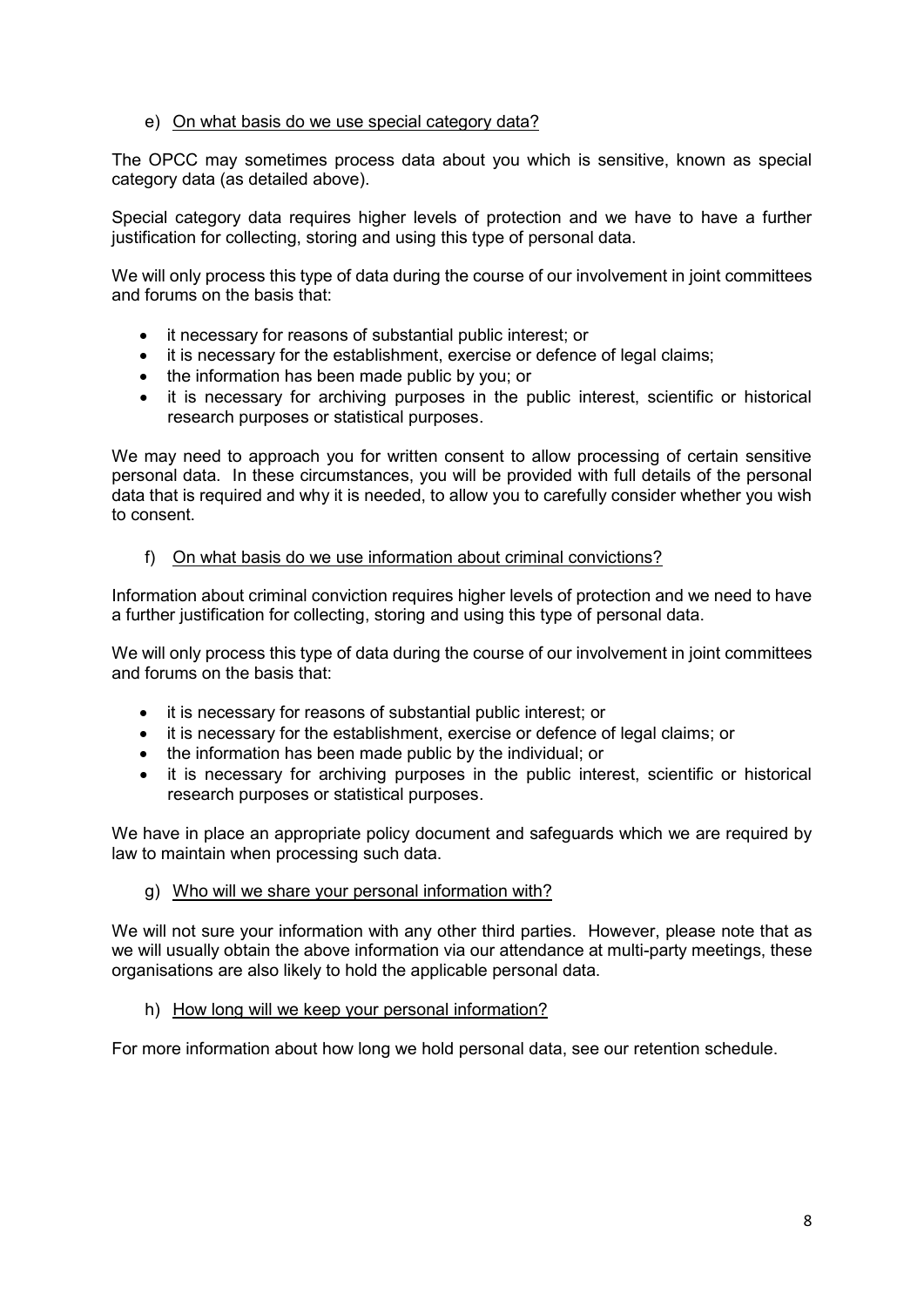e) <u>On what basis do we use special category data?</u>

The OPCC may sometimes process data about you which is sensitive, known as special category data (as detailed above).

Special category data requires higher levels of protection and we have to have a further justification for collecting, storing and using this type of personal data.

We will only process this type of data during the course of our involvement in joint committees and forums on the basis that:

- it necessary for reasons of substantial public interest; or
- it is necessary for the establishment, exercise or defence of legal claims;
- the information has been made public by you; or
- it is necessary for archiving purposes in the public interest, scientific or historical research purposes or statistical purposes.

We may need to approach you for written consent to allow processing of certain sensitive personal data. In these circumstances, you will be provided with full details of the personal data that is required and why it is needed, to allow you to carefully consider whether you wish to consent.

f) <u>On what basis do we use information about criminal convictions?</u>

Information about criminal conviction requires higher levels of protection and we need to have a further justification for collecting, storing and using this type of personal data.

We will only process this type of data during the course of our involvement in joint committees and forums on the basis that:

- it is necessary for reasons of substantial public interest; or
- it is necessary for the establishment, exercise or defence of legal claims; or
- the information has been made public by the individual; or
- it is necessary for archiving purposes in the public interest, scientific or historical research purposes or statistical purposes.

We have in place an appropriate policy document and safeguards which we are required by law to maintain when processing such data.

g) <u>Who will we share your personal information with?</u>

We will not sure your information with any other third parties. However, please note that as we will usually obtain the above information via our attendance at multi-party meetings, these organisations are also likely to hold the applicable personal data.

h) <u>How long will we keep your personal information?</u>

For more information about how long we hold personal data, see our retention schedule.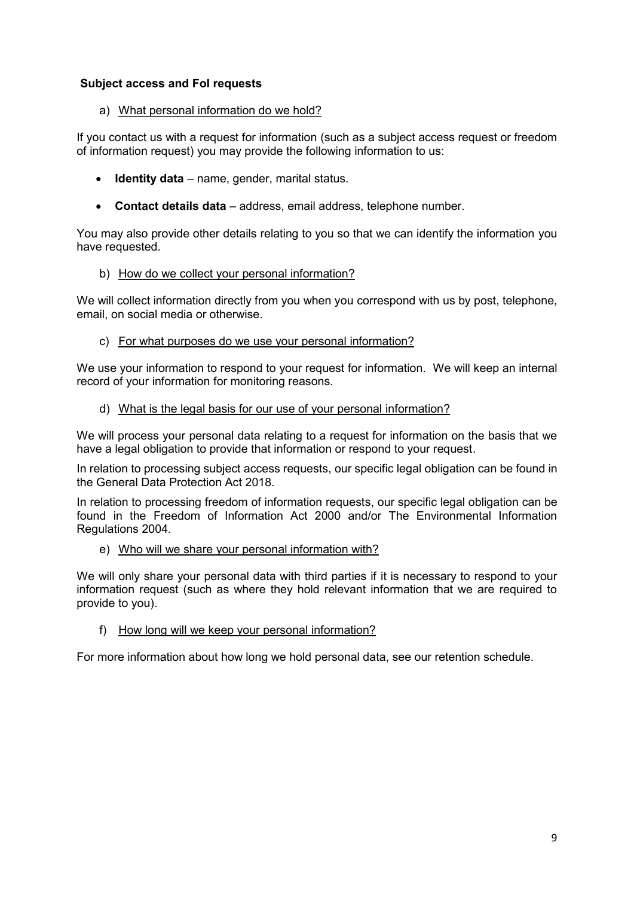### Subject access and FoI requests

a) What personal information do we hold?

If you contact us with a request for information (such as a subject access request or freedom of information request) you may provide the following information to us:

- **Identity data** – name, gender, marital status.
- **Contact details data** – address, email address, telephone number.

You may also provide other details relating to you so that we can identify the information you have requested.

b) How do we collect your personal information?

We will collect information directly from you when you correspond with us by post, telephone, email, on social media or otherwise.

c) For what purposes do we use your personal information?

We use your information to respond to your request for information. We will keep an internal record of your information for monitoring reasons.

d) What is the legal basis for our use of your personal information?

We will process your personal data relating to a request for information on the basis that we have a legal obligation to provide that information or respond to your request.

In relation to processing subject access requests, our specific legal obligation can be found in the General Data Protection Act 2018.

In relation to processing freedom of information requests, our specific legal obligation can be found in the Freedom of Information Act 2000 and/or The Environmental Information Regulations 2004.

e) Who will we share your personal information with?

We will only share your personal data with third parties if it is necessary to respond to your information request (such as where they hold relevant information that we are required to provide to you).

f) How long will we keep your personal information?

For more information about how long we hold personal data, see our retention schedule.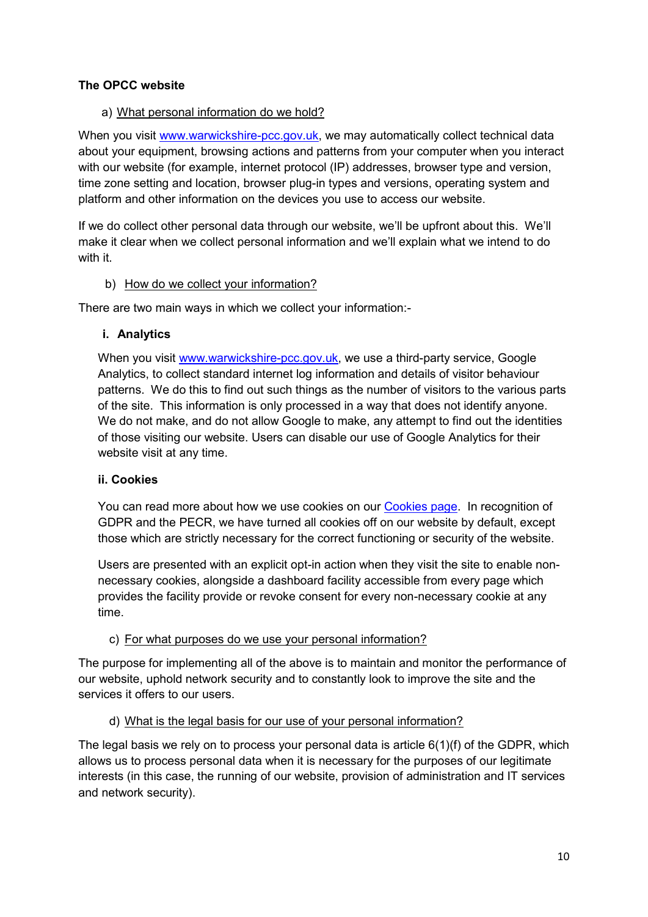**The OPCC website**

a) What personal information do we hold?

When you visit [www.warwickshire-pcc.gov.uk](http://www.warwickshire-pcc.gov.uk), we may automatically collect technical data about your equipment, browsing actions and patterns from your computer when you interact with our website (for example, internet protocol (IP) addresses, browser type and version, time zone setting and location, browser plug-in types and versions, operating system and platform and other information on the devices you use to access our website.

If we do collect other personal data through our website, we'll be upfront about this. We'll make it clear when we collect personal information and we'll explain what we intend to do with it.

b) How do we collect your information?

There are two main ways in which we collect your information:-

**i. Analytics**

When you visit [www.warwickshire-pcc.gov.uk](http://www.warwickshire-pcc.gov.uk), we use a third-party service, Google Analytics, to collect standard internet log information and details of visitor behaviour patterns. We do this to find out such things as the number of visitors to the various parts of the site. This information is only processed in a way that does not identify anyone. We do not make, and do not allow Google to make, any attempt to find out the identities of those visiting our website. Users can disable our use of Google Analytics for their website visit at any time.

**ii. Cookies**

You can read more about how we use cookies on our Cookies page. In recognition of GDPR and the PECR, we have turned all cookies off on our website by default, except those which are strictly necessary for the correct functioning or security of the website.

Users are presented with an explicit opt-in action when they visit the site to enable non-necessary cookies, alongside a dashboard facility accessible from every page which provides the facility provide or revoke consent for every non-necessary cookie at any time.

c) For what purposes do we use your personal information?

The purpose for implementing all of the above is to maintain and monitor the performance of our website, uphold network security and to constantly look to improve the site and the services it offers to our users.

d) What is the legal basis for our use of your personal information?

The legal basis we rely on to process your personal data is article 6(1)(f) of the GDPR, which allows us to process personal data when it is necessary for the purposes of our legitimate interests (in this case, the running of our website, provision of administration and IT services and network security).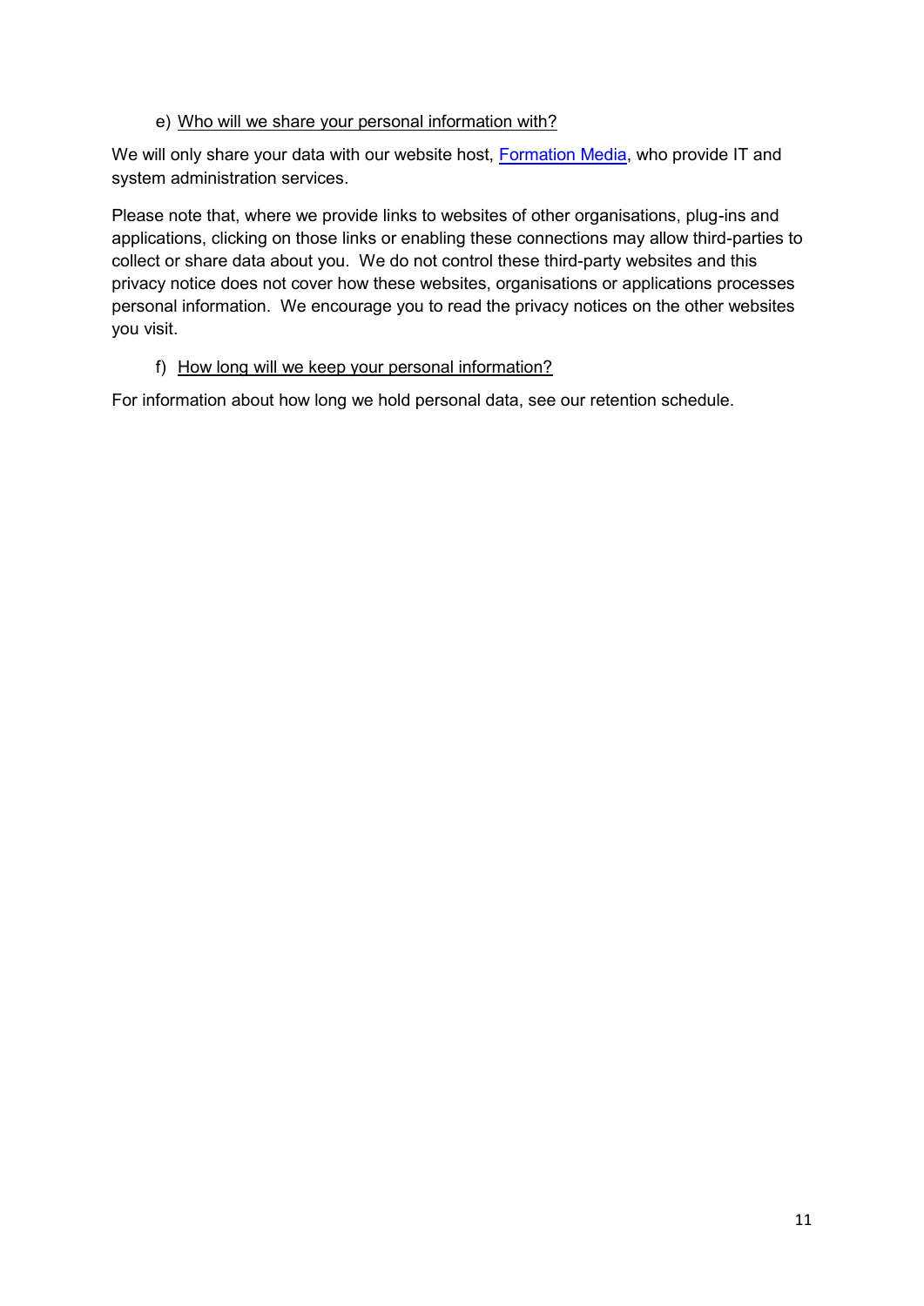e) Who will we share your personal information with?

We will only share your data with our website host, Formation Media, who provide IT and system administration services.

Please note that, where we provide links to websites of other organisations, plug-ins and applications, clicking on those links or enabling these connections may allow third-parties to collect or share data about you. We do not control these third-party websites and this privacy notice does not cover how these websites, organisations or applications processes personal information. We encourage you to read the privacy notices on the other websites you visit.

f) How long will we keep your personal information?

For information about how long we hold personal data, see our retention schedule.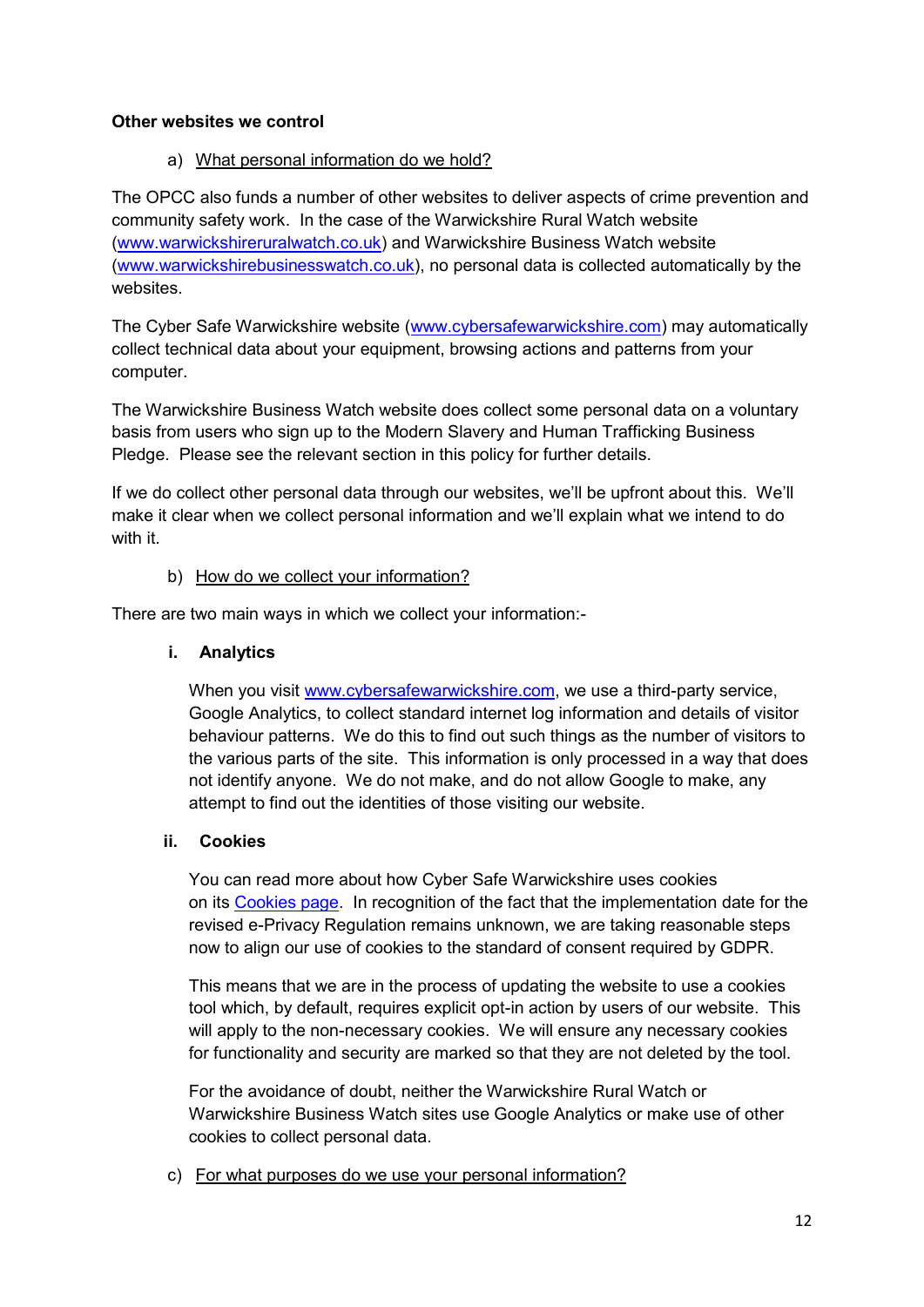**Other websites we control**

a) What personal information do we hold?

The OPCC also funds a number of other websites to deliver aspects of crime prevention and community safety work. In the case of the Warwickshire Rural Watch website (www.warwickshireruralwatch.co.uk) and Warwickshire Business Watch website (www.warwickshirebusinesswatch.co.uk), no personal data is collected automatically by the websites.

The Cyber Safe Warwickshire website (www.cybersafewarwickshire.com) may automatically collect technical data about your equipment, browsing actions and patterns from your computer.

The Warwickshire Business Watch website does collect some personal data on a voluntary basis from users who sign up to the Modern Slavery and Human Trafficking Business Pledge. Please see the relevant section in this policy for further details.

If we do collect other personal data through our websites, we'll be upfront about this. We'll make it clear when we collect personal information and we'll explain what we intend to do with it.

b) How do we collect your information?

There are two main ways in which we collect your information:-

**i. Analytics**

When you visit www.cybersafewarwickshire.com, we use a third-party service, Google Analytics, to collect standard internet log information and details of visitor behaviour patterns. We do this to find out such things as the number of visitors to the various parts of the site. This information is only processed in a way that does not identify anyone. We do not make, and do not allow Google to make, any attempt to find out the identities of those visiting our website.

**ii. Cookies**

You can read more about how Cyber Safe Warwickshire uses cookies on its Cookies page. In recognition of the fact that the implementation date for the revised e-Privacy Regulation remains unknown, we are taking reasonable steps now to align our use of cookies to the standard of consent required by GDPR.

This means that we are in the process of updating the website to use a cookies tool which, by default, requires explicit opt-in action by users of our website. This will apply to the non-necessary cookies. We will ensure any necessary cookies for functionality and security are marked so that they are not deleted by the tool.

For the avoidance of doubt, neither the Warwickshire Rural Watch or Warwickshire Business Watch sites use Google Analytics or make use of other cookies to collect personal data.

c) For what purposes do we use your personal information?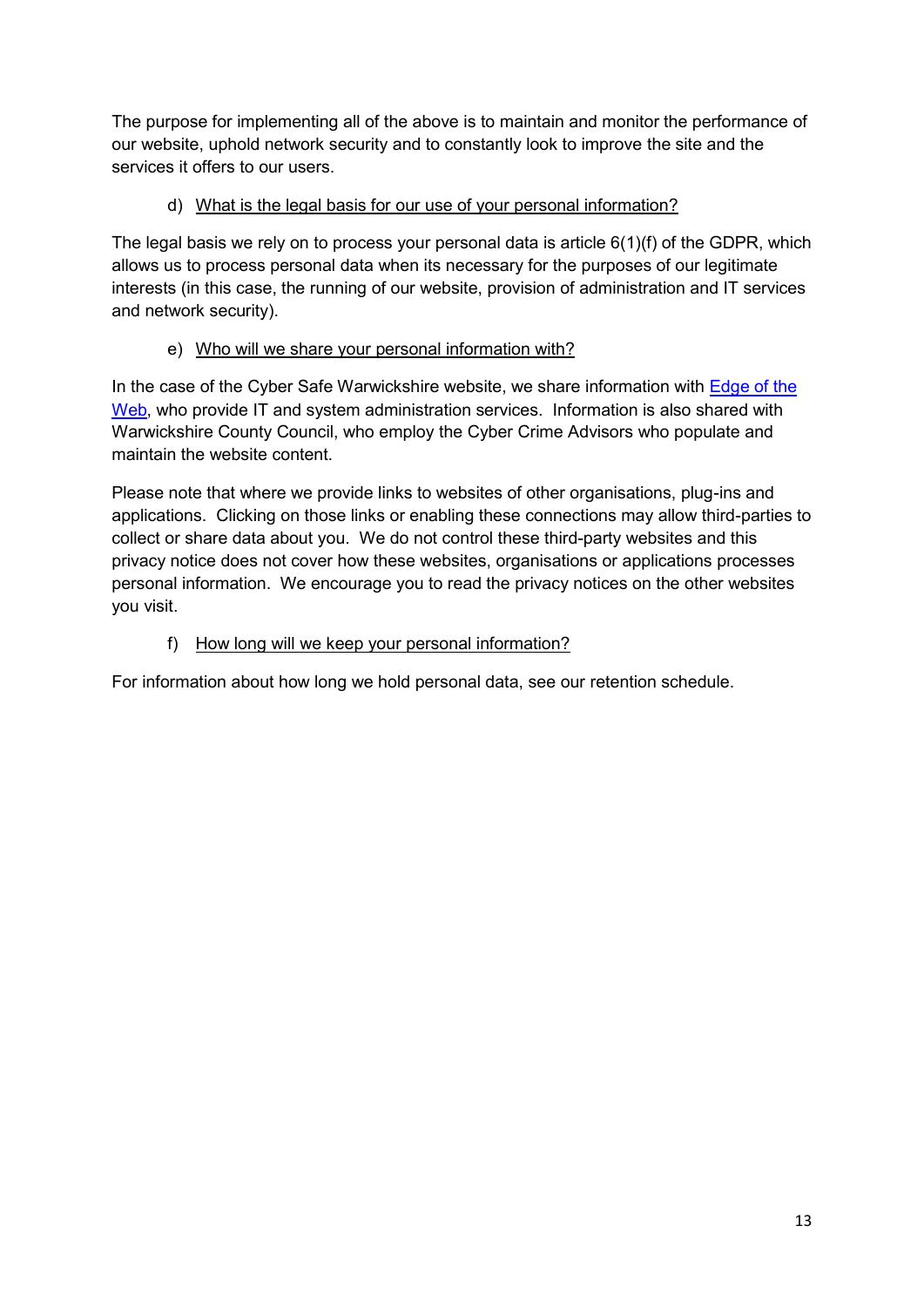The purpose for implementing all of the above is to maintain and monitor the performance of our website, uphold network security and to constantly look to improve the site and the services it offers to our users.

d) What is the legal basis for our use of your personal information?

The legal basis we rely on to process your personal data is article 6(1)(f) of the GDPR, which allows us to process personal data when its necessary for the purposes of our legitimate interests (in this case, the running of our website, provision of administration and IT services and network security).

e) Who will we share your personal information with?

In the case of the Cyber Safe Warwickshire website, we share information with Edge of the Web, who provide IT and system administration services. Information is also shared with Warwickshire County Council, who employ the Cyber Crime Advisors who populate and maintain the website content.

Please note that where we provide links to websites of other organisations, plug-ins and applications. Clicking on those links or enabling these connections may allow third-parties to collect or share data about you. We do not control these third-party websites and this privacy notice does not cover how these websites, organisations or applications processes personal information. We encourage you to read the privacy notices on the other websites you visit.

f) How long will we keep your personal information?

For information about how long we hold personal data, see our retention schedule.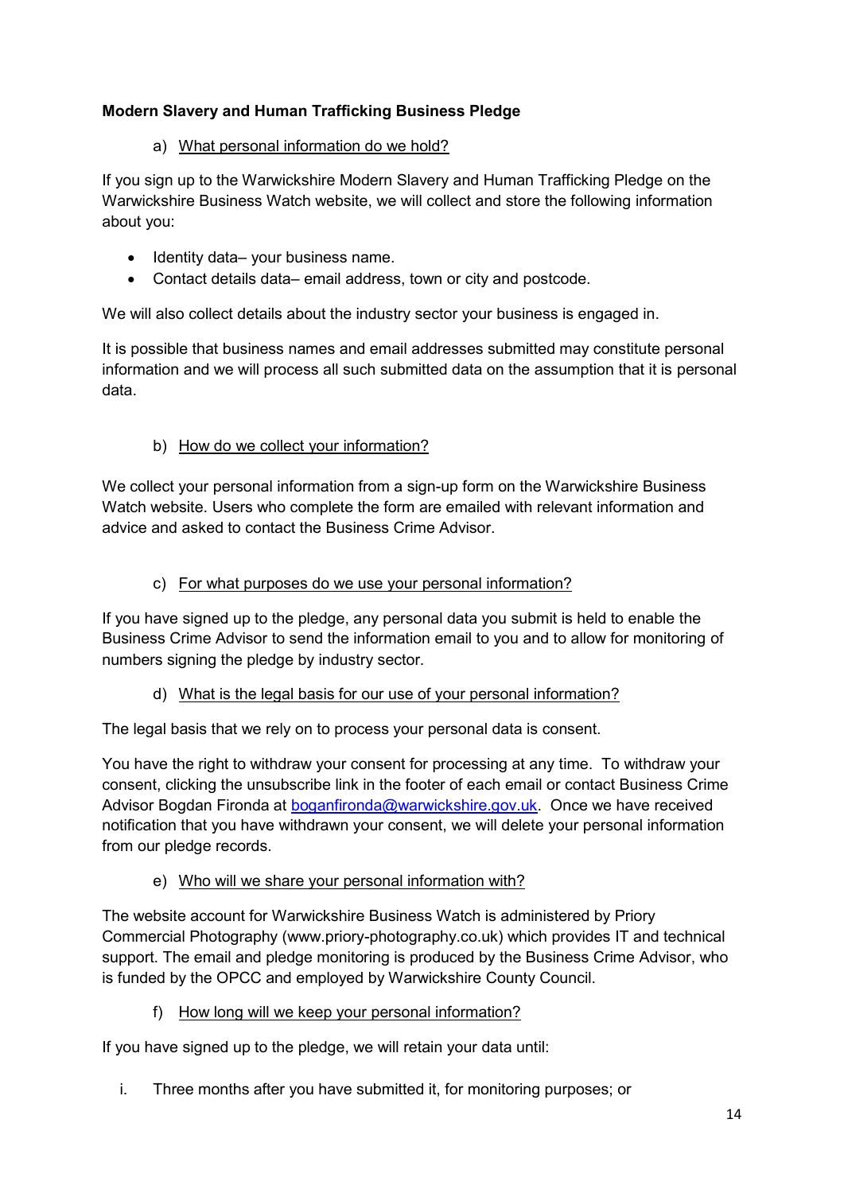**Modern Slavery and Human Trafficking Business Pledge**

a) What personal information do we hold?

If you sign up to the Warwickshire Modern Slavery and Human Trafficking Pledge on the Warwickshire Business Watch website, we will collect and store the following information about you:

- Identity data– your business name.
- Contact details data– email address, town or city and postcode.

We will also collect details about the industry sector your business is engaged in.

It is possible that business names and email addresses submitted may constitute personal information and we will process all such submitted data on the assumption that it is personal data.

b) How do we collect your information?

We collect your personal information from a sign-up form on the Warwickshire Business Watch website. Users who complete the form are emailed with relevant information and advice and asked to contact the Business Crime Advisor.

c) For what purposes do we use your personal information?

If you have signed up to the pledge, any personal data you submit is held to enable the Business Crime Advisor to send the information email to you and to allow for monitoring of numbers signing the pledge by industry sector.

d) What is the legal basis for our use of your personal information?

The legal basis that we rely on to process your personal data is consent.

You have the right to withdraw your consent for processing at any time. To withdraw your consent, clicking the unsubscribe link in the footer of each email or contact Business Crime Advisor Bogdan Fironda at boganfironda@warwickshire.gov.uk. Once we have received notification that you have withdrawn your consent, we will delete your personal information from our pledge records.

e) Who will we share your personal information with?

The website account for Warwickshire Business Watch is administered by Priory Commercial Photography (www.priory-photography.co.uk) which provides IT and technical support. The email and pledge monitoring is produced by the Business Crime Advisor, who is funded by the OPCC and employed by Warwickshire County Council.

f) How long will we keep your personal information?

If you have signed up to the pledge, we will retain your data until:

i. Three months after you have submitted it, for monitoring purposes; or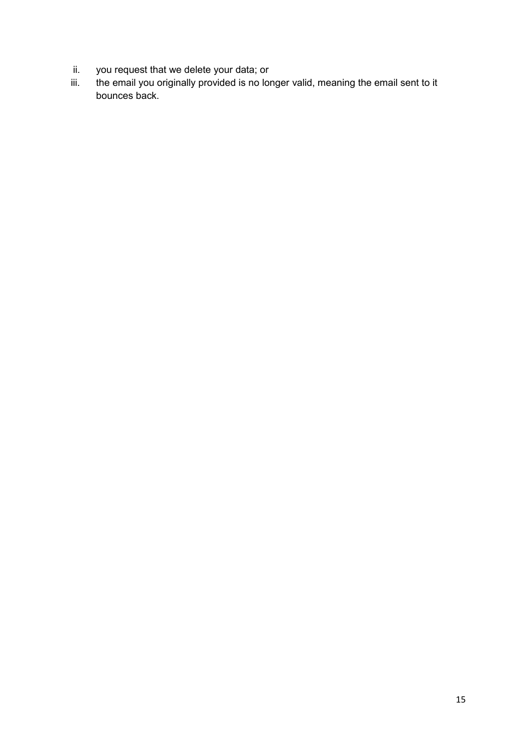ii. you request that we delete your data; or
iii. the email you originally provided is no longer valid, meaning the email sent to it bounces back.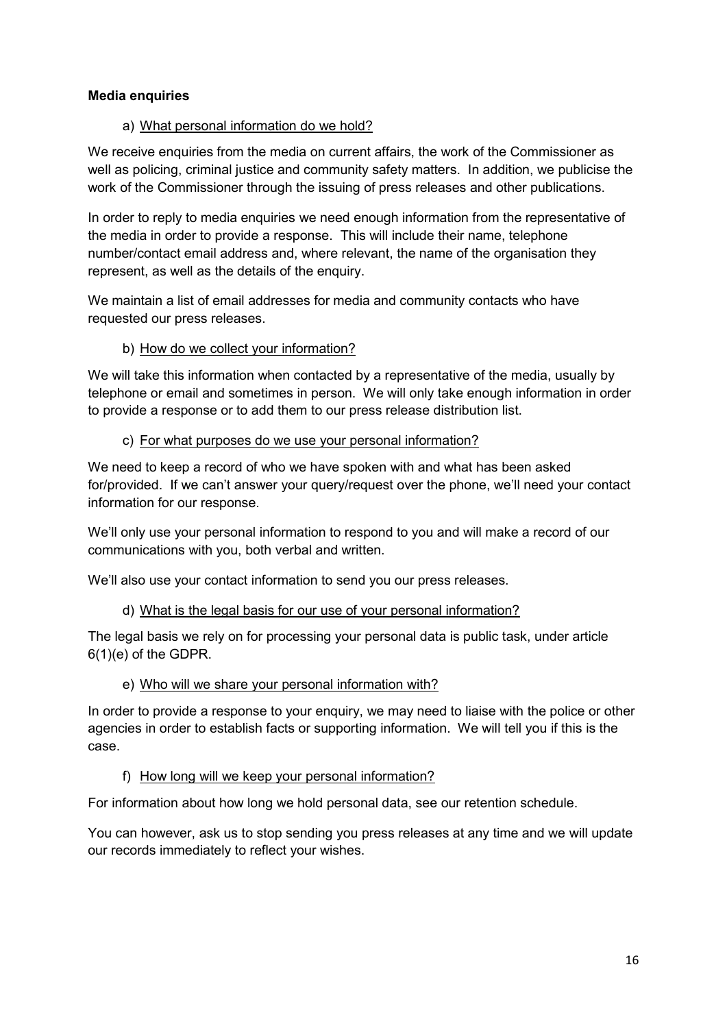**Media enquiries**

a) What personal information do we hold?

We receive enquiries from the media on current affairs, the work of the Commissioner as well as policing, criminal justice and community safety matters. In addition, we publicise the work of the Commissioner through the issuing of press releases and other publications.

In order to reply to media enquiries we need enough information from the representative of the media in order to provide a response. This will include their name, telephone number/contact email address and, where relevant, the name of the organisation they represent, as well as the details of the enquiry.

We maintain a list of email addresses for media and community contacts who have requested our press releases.

b) How do we collect your information?

We will take this information when contacted by a representative of the media, usually by telephone or email and sometimes in person. We will only take enough information in order to provide a response or to add them to our press release distribution list.

c) For what purposes do we use your personal information?

We need to keep a record of who we have spoken with and what has been asked for/provided. If we can't answer your query/request over the phone, we'll need your contact information for our response.

We'll only use your personal information to respond to you and will make a record of our communications with you, both verbal and written.

We'll also use your contact information to send you our press releases.

d) What is the legal basis for our use of your personal information?

The legal basis we rely on for processing your personal data is public task, under article 6(1)(e) of the GDPR.

e) Who will we share your personal information with?

In order to provide a response to your enquiry, we may need to liaise with the police or other agencies in order to establish facts or supporting information. We will tell you if this is the case.

f) How long will we keep your personal information?

For information about how long we hold personal data, see our retention schedule.

You can however, ask us to stop sending you press releases at any time and we will update our records immediately to reflect your wishes.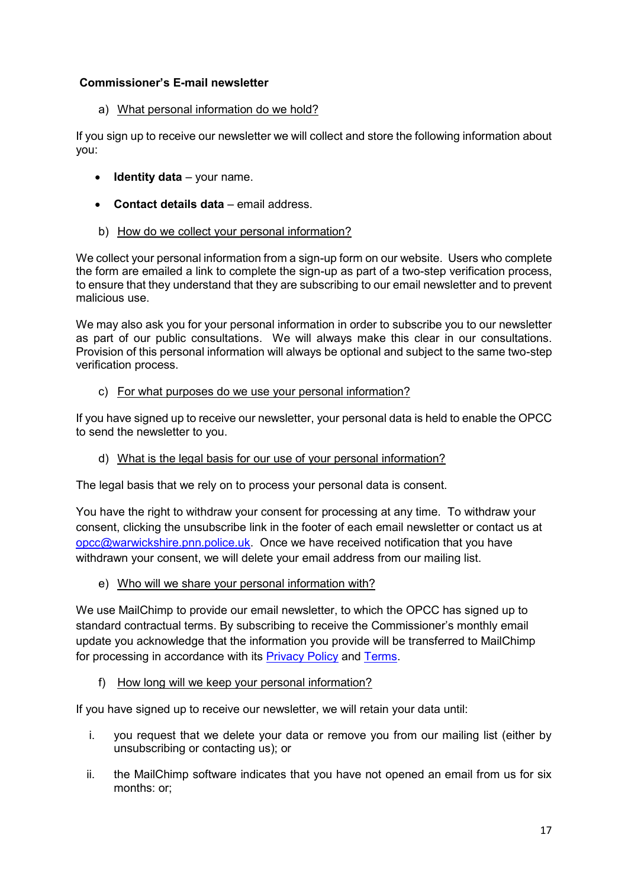**Commissioner's E-mail newsletter**

a) What personal information do we hold?

If you sign up to receive our newsletter we will collect and store the following information about you:

- **Identity data** – your name.
- **Contact details data** – email address.

b) How do we collect your personal information?

We collect your personal information from a sign-up form on our website. Users who complete the form are emailed a link to complete the sign-up as part of a two-step verification process, to ensure that they understand that they are subscribing to our email newsletter and to prevent malicious use.

We may also ask you for your personal information in order to subscribe you to our newsletter as part of our public consultations. We will always make this clear in our consultations. Provision of this personal information will always be optional and subject to the same two-step verification process.

c) For what purposes do we use your personal information?

If you have signed up to receive our newsletter, your personal data is held to enable the OPCC to send the newsletter to you.

d) What is the legal basis for our use of your personal information?

The legal basis that we rely on to process your personal data is consent.

You have the right to withdraw your consent for processing at any time. To withdraw your consent, clicking the unsubscribe link in the footer of each email newsletter or contact us at opcc@warwickshire.pnn.police.uk. Once we have received notification that you have withdrawn your consent, we will delete your email address from our mailing list.

e) Who will we share your personal information with?

We use MailChimp to provide our email newsletter, to which the OPCC has signed up to standard contractual terms. By subscribing to receive the Commissioner's monthly email update you acknowledge that the information you provide will be transferred to MailChimp for processing in accordance with its Privacy Policy and Terms.

f) How long will we keep your personal information?

If you have signed up to receive our newsletter, we will retain your data until:

i. you request that we delete your data or remove you from our mailing list (either by unsubscribing or contacting us); or

ii. the MailChimp software indicates that you have not opened an email from us for six months: or;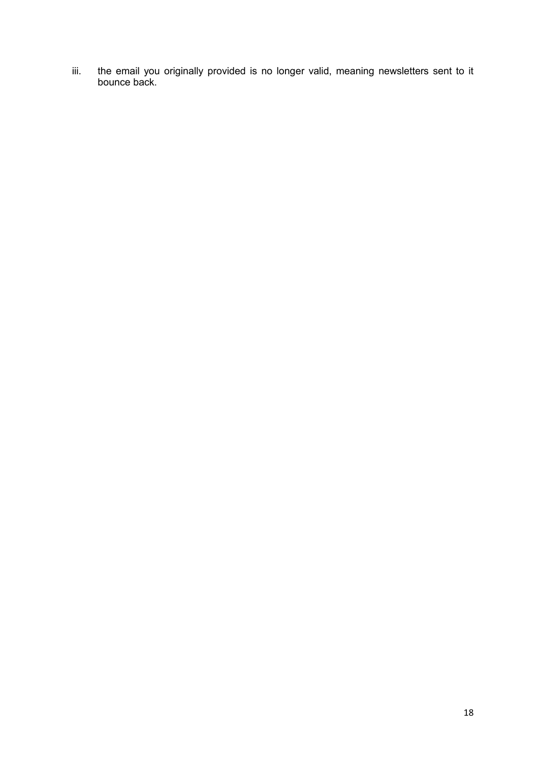iii. the email you originally provided is no longer valid, meaning newsletters sent to it bounce back.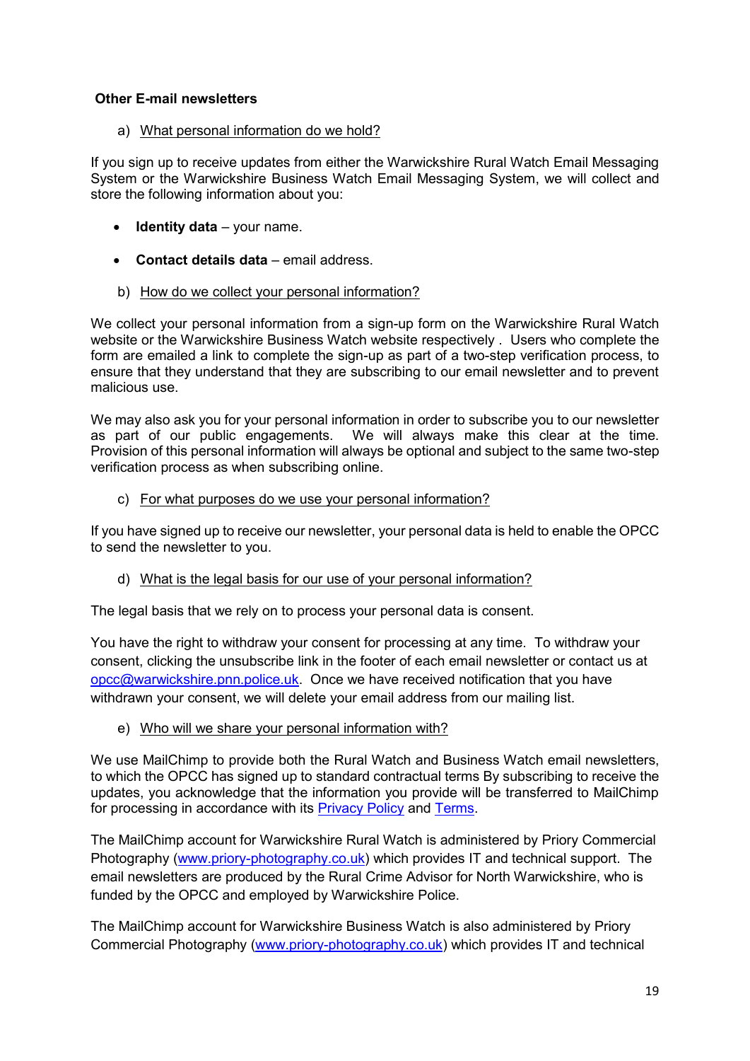**Other E-mail newsletters**

a) What personal information do we hold?

If you sign up to receive updates from either the Warwickshire Rural Watch Email Messaging System or the Warwickshire Business Watch Email Messaging System, we will collect and store the following information about you:

- **Identity data** – your name.
- **Contact details data** – email address.

b) How do we collect your personal information?

We collect your personal information from a sign-up form on the Warwickshire Rural Watch website or the Warwickshire Business Watch website respectively . Users who complete the form are emailed a link to complete the sign-up as part of a two-step verification process, to ensure that they understand that they are subscribing to our email newsletter and to prevent malicious use.

We may also ask you for your personal information in order to subscribe you to our newsletter as part of our public engagements. We will always make this clear at the time. Provision of this personal information will always be optional and subject to the same two-step verification process as when subscribing online.

c) For what purposes do we use your personal information?

If you have signed up to receive our newsletter, your personal data is held to enable the OPCC to send the newsletter to you.

d) What is the legal basis for our use of your personal information?

The legal basis that we rely on to process your personal data is consent.

You have the right to withdraw your consent for processing at any time. To withdraw your consent, clicking the unsubscribe link in the footer of each email newsletter or contact us at opcc@warwickshire.pnn.police.uk. Once we have received notification that you have withdrawn your consent, we will delete your email address from our mailing list.

e) Who will we share your personal information with?

We use MailChimp to provide both the Rural Watch and Business Watch email newsletters, to which the OPCC has signed up to standard contractual terms By subscribing to receive the updates, you acknowledge that the information you provide will be transferred to MailChimp for processing in accordance with its Privacy Policy and Terms.

The MailChimp account for Warwickshire Rural Watch is administered by Priory Commercial Photography (www.priory-photography.co.uk) which provides IT and technical support. The email newsletters are produced by the Rural Crime Advisor for North Warwickshire, who is funded by the OPCC and employed by Warwickshire Police.

The MailChimp account for Warwickshire Business Watch is also administered by Priory Commercial Photography (www.priory-photography.co.uk) which provides IT and technical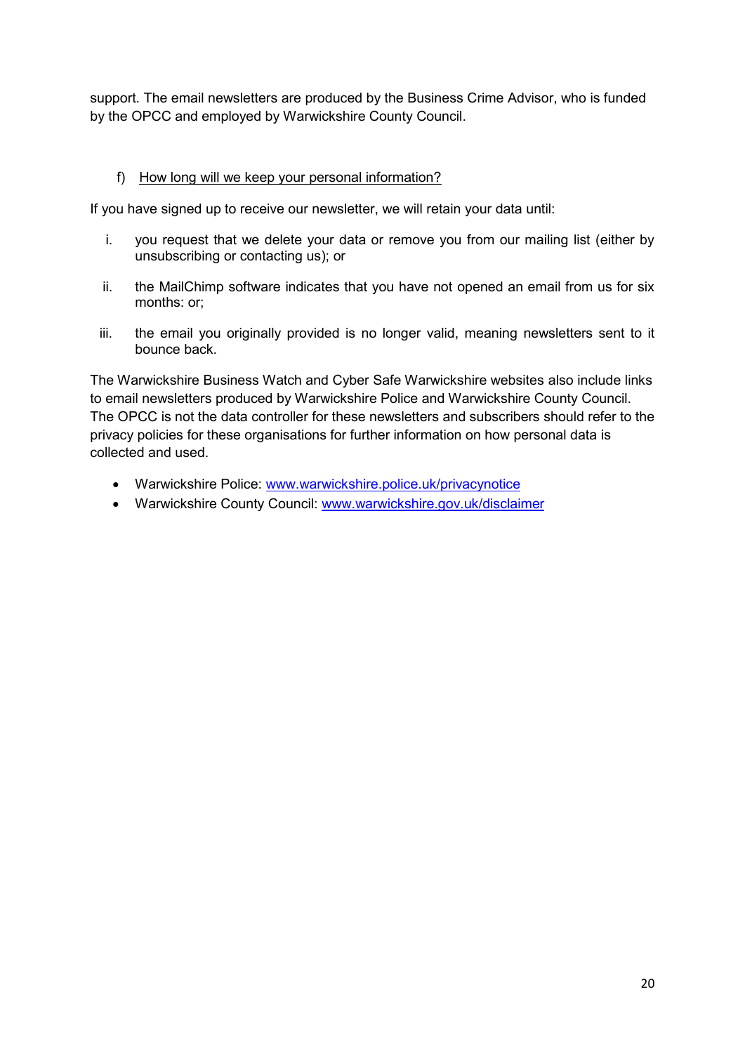support. The email newsletters are produced by the Business Crime Advisor, who is funded by the OPCC and employed by Warwickshire County Council.

f) How long will we keep your personal information?

If you have signed up to receive our newsletter, we will retain your data until:

i. you request that we delete your data or remove you from our mailing list (either by unsubscribing or contacting us); or

ii. the MailChimp software indicates that you have not opened an email from us for six months: or;

iii. the email you originally provided is no longer valid, meaning newsletters sent to it bounce back.

The Warwickshire Business Watch and Cyber Safe Warwickshire websites also include links to email newsletters produced by Warwickshire Police and Warwickshire County Council. The OPCC is not the data controller for these newsletters and subscribers should refer to the privacy policies for these organisations for further information on how personal data is collected and used.

- Warwickshire Police: www.warwickshire.police.uk/privacynotice
- Warwickshire County Council: www.warwickshire.gov.uk/disclaimer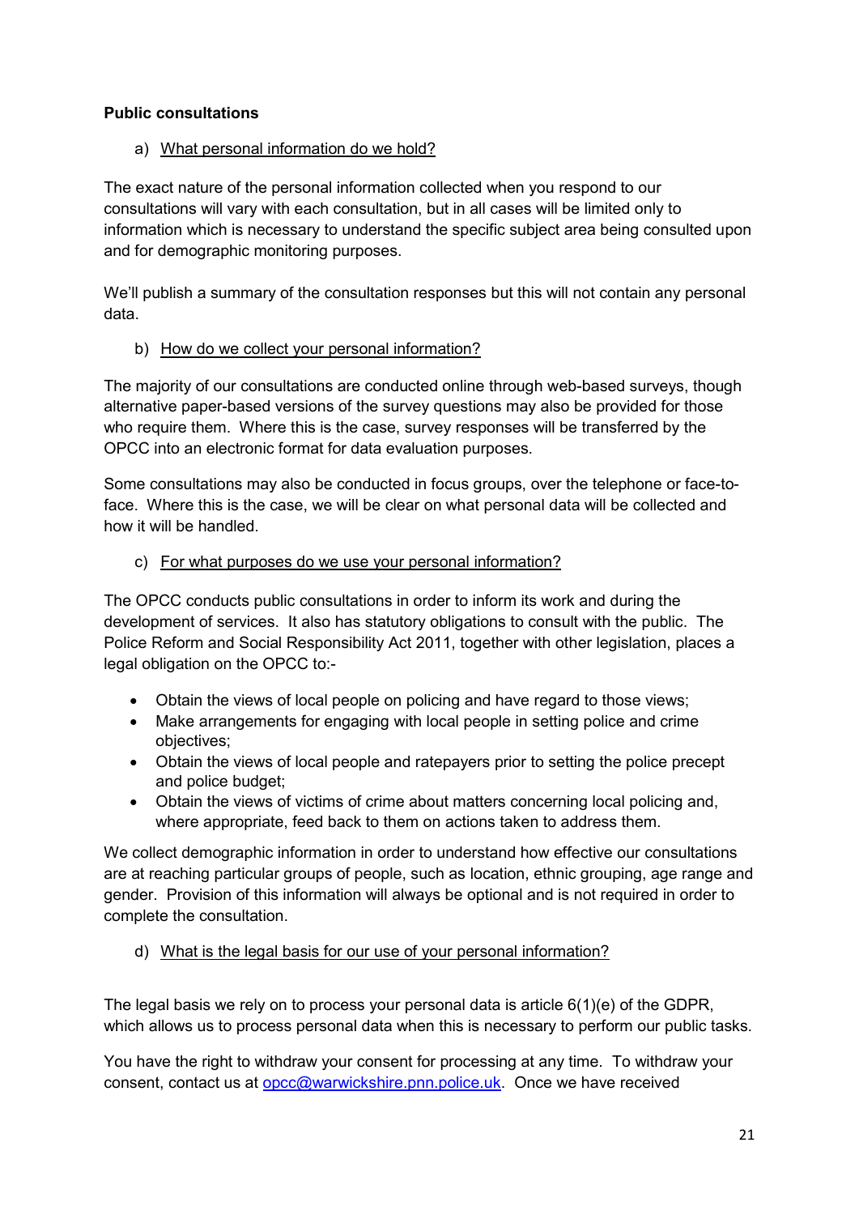**Public consultations**

a) <u>What personal information do we hold?</u>

The exact nature of the personal information collected when you respond to our consultations will vary with each consultation, but in all cases will be limited only to information which is necessary to understand the specific subject area being consulted upon and for demographic monitoring purposes.

We'll publish a summary of the consultation responses but this will not contain any personal data.

b) <u>How do we collect your personal information?</u>

The majority of our consultations are conducted online through web-based surveys, though alternative paper-based versions of the survey questions may also be provided for those who require them. Where this is the case, survey responses will be transferred by the OPCC into an electronic format for data evaluation purposes.

Some consultations may also be conducted in focus groups, over the telephone or face-to-face. Where this is the case, we will be clear on what personal data will be collected and how it will be handled.

c) <u>For what purposes do we use your personal information?</u>

The OPCC conducts public consultations in order to inform its work and during the development of services. It also has statutory obligations to consult with the public. The Police Reform and Social Responsibility Act 2011, together with other legislation, places a legal obligation on the OPCC to:-

- Obtain the views of local people on policing and have regard to those views;
- Make arrangements for engaging with local people in setting police and crime objectives;
- Obtain the views of local people and ratepayers prior to setting the police precept and police budget;
- Obtain the views of victims of crime about matters concerning local policing and, where appropriate, feed back to them on actions taken to address them.

We collect demographic information in order to understand how effective our consultations are at reaching particular groups of people, such as location, ethnic grouping, age range and gender. Provision of this information will always be optional and is not required in order to complete the consultation.

d) <u>What is the legal basis for our use of your personal information?</u>

The legal basis we rely on to process your personal data is article 6(1)(e) of the GDPR, which allows us to process personal data when this is necessary to perform our public tasks.

You have the right to withdraw your consent for processing at any time. To withdraw your consent, contact us at [opcc@warwickshire.pnn.police.uk](mailto:opcc@warwickshire.pnn.police.uk). Once we have received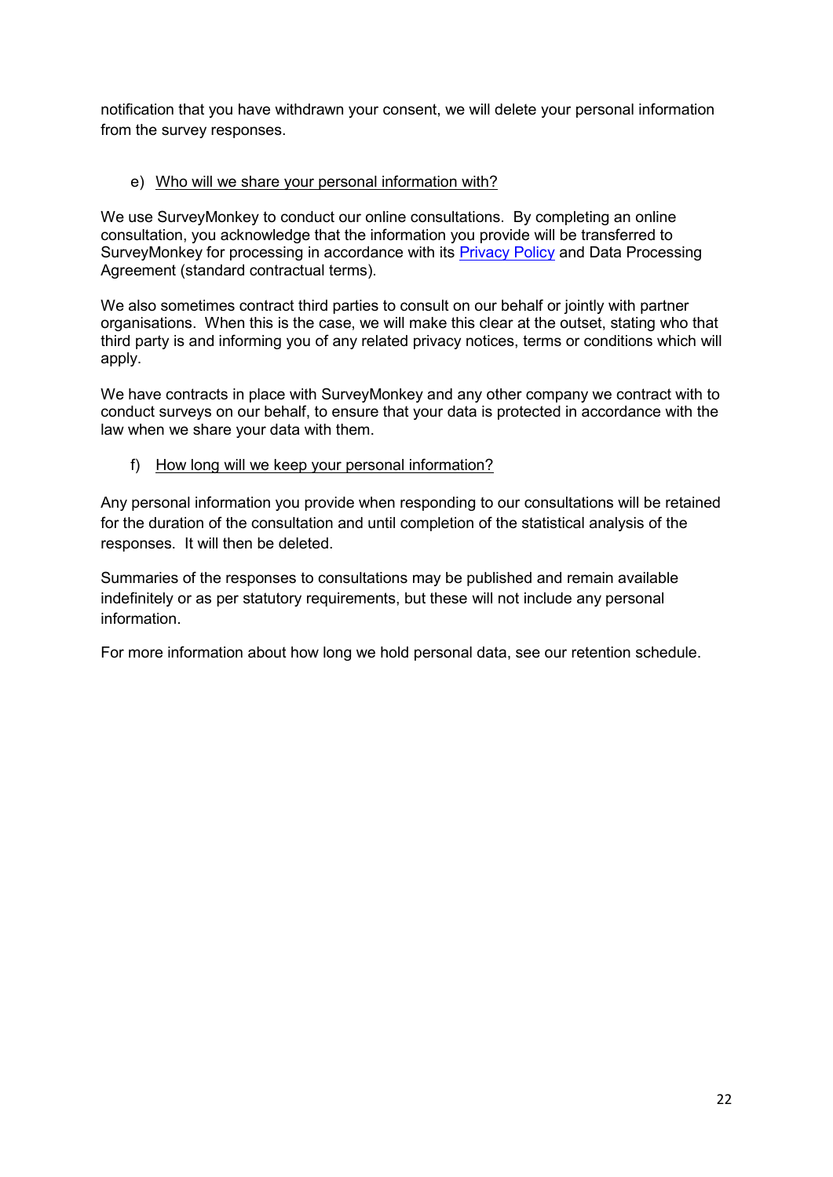notification that you have withdrawn your consent, we will delete your personal information from the survey responses.

e) Who will we share your personal information with?

We use SurveyMonkey to conduct our online consultations. By completing an online consultation, you acknowledge that the information you provide will be transferred to SurveyMonkey for processing in accordance with its Privacy Policy and Data Processing Agreement (standard contractual terms).

We also sometimes contract third parties to consult on our behalf or jointly with partner organisations. When this is the case, we will make this clear at the outset, stating who that third party is and informing you of any related privacy notices, terms or conditions which will apply.

We have contracts in place with SurveyMonkey and any other company we contract with to conduct surveys on our behalf, to ensure that your data is protected in accordance with the law when we share your data with them.

f) How long will we keep your personal information?

Any personal information you provide when responding to our consultations will be retained for the duration of the consultation and until completion of the statistical analysis of the responses. It will then be deleted.

Summaries of the responses to consultations may be published and remain available indefinitely or as per statutory requirements, but these will not include any personal information.

For more information about how long we hold personal data, see our retention schedule.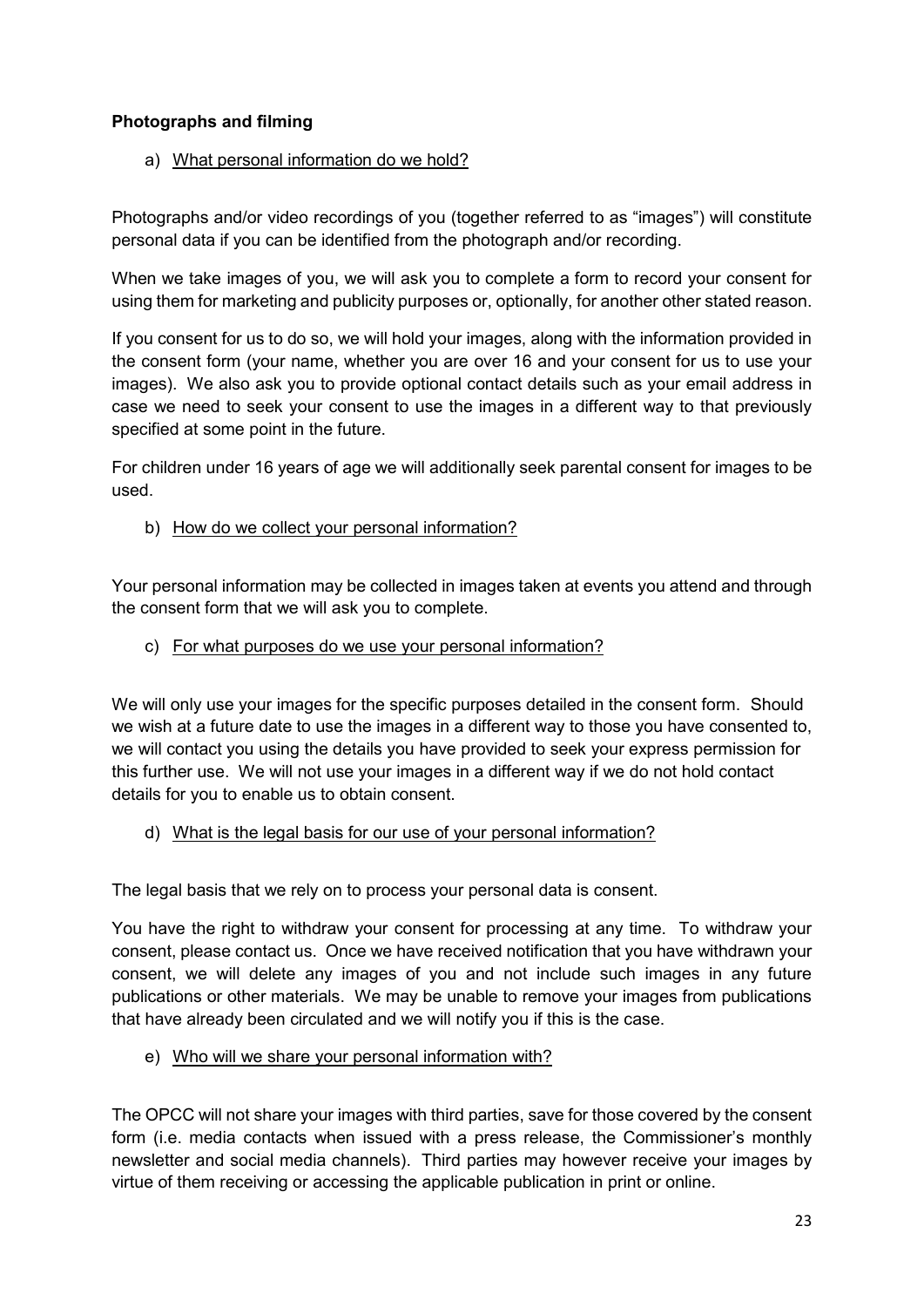**Photographs and filming**

a) What personal information do we hold?

Photographs and/or video recordings of you (together referred to as "images") will constitute personal data if you can be identified from the photograph and/or recording.

When we take images of you, we will ask you to complete a form to record your consent for using them for marketing and publicity purposes or, optionally, for another other stated reason.

If you consent for us to do so, we will hold your images, along with the information provided in the consent form (your name, whether you are over 16 and your consent for us to use your images). We also ask you to provide optional contact details such as your email address in case we need to seek your consent to use the images in a different way to that previously specified at some point in the future.

For children under 16 years of age we will additionally seek parental consent for images to be used.

b) How do we collect your personal information?

Your personal information may be collected in images taken at events you attend and through the consent form that we will ask you to complete.

c) For what purposes do we use your personal information?

We will only use your images for the specific purposes detailed in the consent form. Should we wish at a future date to use the images in a different way to those you have consented to, we will contact you using the details you have provided to seek your express permission for this further use. We will not use your images in a different way if we do not hold contact details for you to enable us to obtain consent.

d) What is the legal basis for our use of your personal information?

The legal basis that we rely on to process your personal data is consent.

You have the right to withdraw your consent for processing at any time. To withdraw your consent, please contact us. Once we have received notification that you have withdrawn your consent, we will delete any images of you and not include such images in any future publications or other materials. We may be unable to remove your images from publications that have already been circulated and we will notify you if this is the case.

e) Who will we share your personal information with?

The OPCC will not share your images with third parties, save for those covered by the consent form (i.e. media contacts when issued with a press release, the Commissioner's monthly newsletter and social media channels). Third parties may however receive your images by virtue of them receiving or accessing the applicable publication in print or online.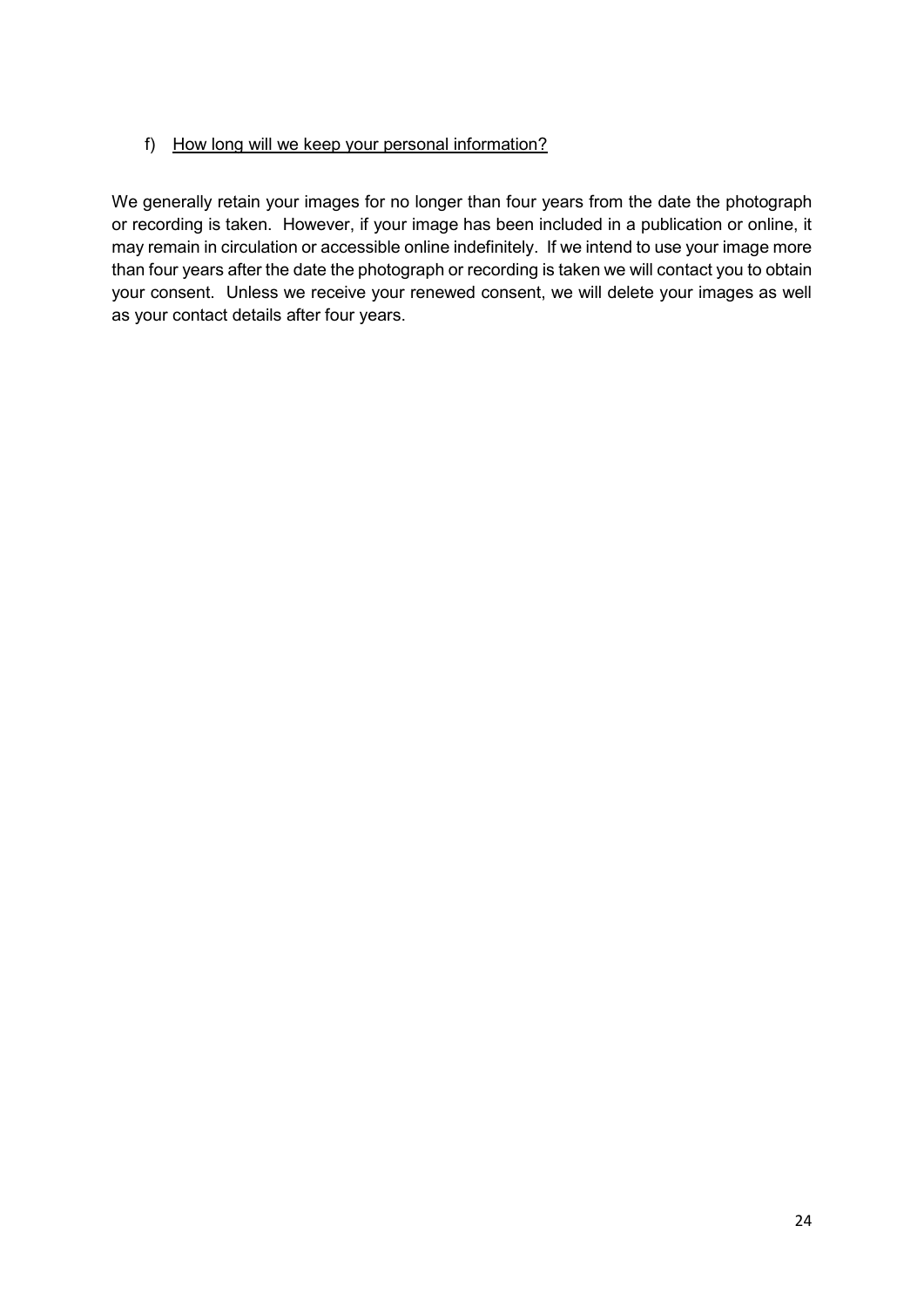f) <u>How long will we keep your personal information?</u>

We generally retain your images for no longer than four years from the date the photograph or recording is taken. However, if your image has been included in a publication or online, it may remain in circulation or accessible online indefinitely. If we intend to use your image more than four years after the date the photograph or recording is taken we will contact you to obtain your consent. Unless we receive your renewed consent, we will delete your images as well as your contact details after four years.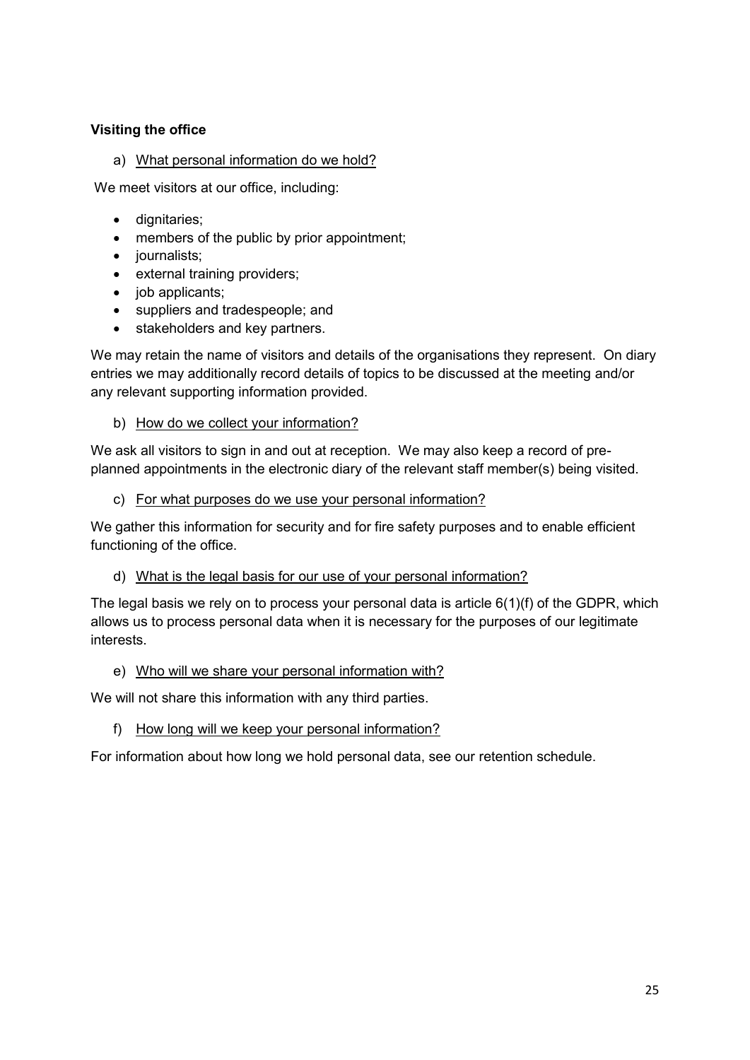**Visiting the office**

a) What personal information do we hold?

We meet visitors at our office, including:

- dignitaries;
- members of the public by prior appointment;
- journalists;
- external training providers;
- job applicants;
- suppliers and tradespeople; and
- stakeholders and key partners.

We may retain the name of visitors and details of the organisations they represent. On diary entries we may additionally record details of topics to be discussed at the meeting and/or any relevant supporting information provided.

b) How do we collect your information?

We ask all visitors to sign in and out at reception. We may also keep a record of pre-planned appointments in the electronic diary of the relevant staff member(s) being visited.

c) For what purposes do we use your personal information?

We gather this information for security and for fire safety purposes and to enable efficient functioning of the office.

d) What is the legal basis for our use of your personal information?

The legal basis we rely on to process your personal data is article 6(1)(f) of the GDPR, which allows us to process personal data when it is necessary for the purposes of our legitimate interests.

e) Who will we share your personal information with?

We will not share this information with any third parties.

f) How long will we keep your personal information?

For information about how long we hold personal data, see our retention schedule.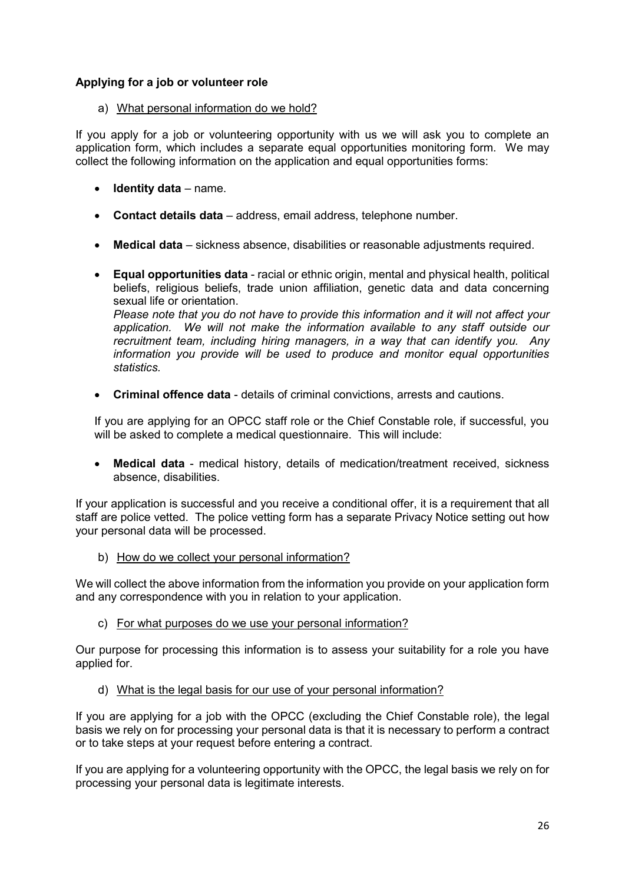**Applying for a job or volunteer role**

a) <u>What personal information do we hold?</u>

If you apply for a job or volunteering opportunity with us we will ask you to complete an application form, which includes a separate equal opportunities monitoring form. We may collect the following information on the application and equal opportunities forms:

- **Identity data** – name.
- **Contact details data** – address, email address, telephone number.
- **Medical data** – sickness absence, disabilities or reasonable adjustments required.
- **Equal opportunities data** - racial or ethnic origin, mental and physical health, political beliefs, religious beliefs, trade union affiliation, genetic data and data concerning sexual life or orientation.
  *Please note that you do not have to provide this information and it will not affect your application. We will not make the information available to any staff outside our recruitment team, including hiring managers, in a way that can identify you. Any information you provide will be used to produce and monitor equal opportunities statistics.*
- **Criminal offence data** - details of criminal convictions, arrests and cautions.

If you are applying for an OPCC staff role or the Chief Constable role, if successful, you will be asked to complete a medical questionnaire. This will include:

- **Medical data** - medical history, details of medication/treatment received, sickness absence, disabilities.

If your application is successful and you receive a conditional offer, it is a requirement that all staff are police vetted. The police vetting form has a separate Privacy Notice setting out how your personal data will be processed.

b) <u>How do we collect your personal information?</u>

We will collect the above information from the information you provide on your application form and any correspondence with you in relation to your application.

c) <u>For what purposes do we use your personal information?</u>

Our purpose for processing this information is to assess your suitability for a role you have applied for.

d) <u>What is the legal basis for our use of your personal information?</u>

If you are applying for a job with the OPCC (excluding the Chief Constable role), the legal basis we rely on for processing your personal data is that it is necessary to perform a contract or to take steps at your request before entering a contract.

If you are applying for a volunteering opportunity with the OPCC, the legal basis we rely on for processing your personal data is legitimate interests.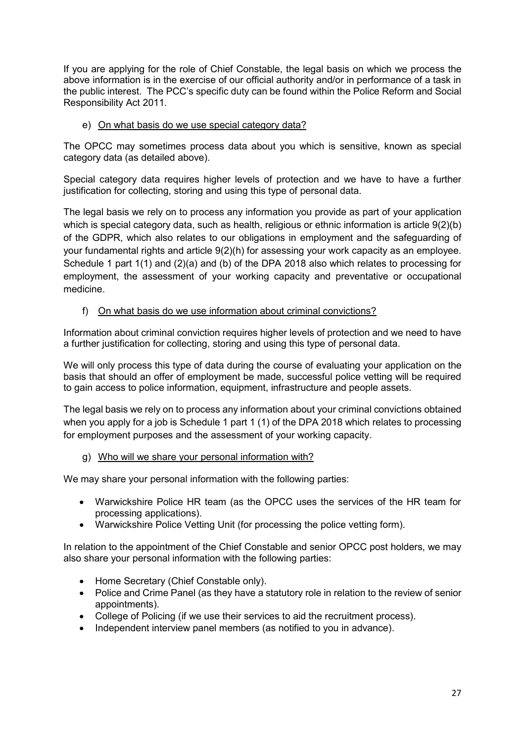If you are applying for the role of Chief Constable, the legal basis on which we process the above information is in the exercise of our official authority and/or in performance of a task in the public interest. The PCC's specific duty can be found within the Police Reform and Social Responsibility Act 2011.

e) On what basis do we use special category data?

The OPCC may sometimes process data about you which is sensitive, known as special category data (as detailed above).

Special category data requires higher levels of protection and we have to have a further justification for collecting, storing and using this type of personal data.

The legal basis we rely on to process any information you provide as part of your application which is special category data, such as health, religious or ethnic information is article 9(2)(b) of the GDPR, which also relates to our obligations in employment and the safeguarding of your fundamental rights and article 9(2)(h) for assessing your work capacity as an employee. Schedule 1 part 1(1) and (2)(a) and (b) of the DPA 2018 also which relates to processing for employment, the assessment of your working capacity and preventative or occupational medicine.

f) On what basis do we use information about criminal convictions?

Information about criminal conviction requires higher levels of protection and we need to have a further justification for collecting, storing and using this type of personal data.

We will only process this type of data during the course of evaluating your application on the basis that should an offer of employment be made, successful police vetting will be required to gain access to police information, equipment, infrastructure and people assets.

The legal basis we rely on to process any information about your criminal convictions obtained when you apply for a job is Schedule 1 part 1 (1) of the DPA 2018 which relates to processing for employment purposes and the assessment of your working capacity.

g) Who will we share your personal information with?

We may share your personal information with the following parties:

- Warwickshire Police HR team (as the OPCC uses the services of the HR team for processing applications).
- Warwickshire Police Vetting Unit (for processing the police vetting form).

In relation to the appointment of the Chief Constable and senior OPCC post holders, we may also share your personal information with the following parties:

- Home Secretary (Chief Constable only).
- Police and Crime Panel (as they have a statutory role in relation to the review of senior appointments).
- College of Policing (if we use their services to aid the recruitment process).
- Independent interview panel members (as notified to you in advance).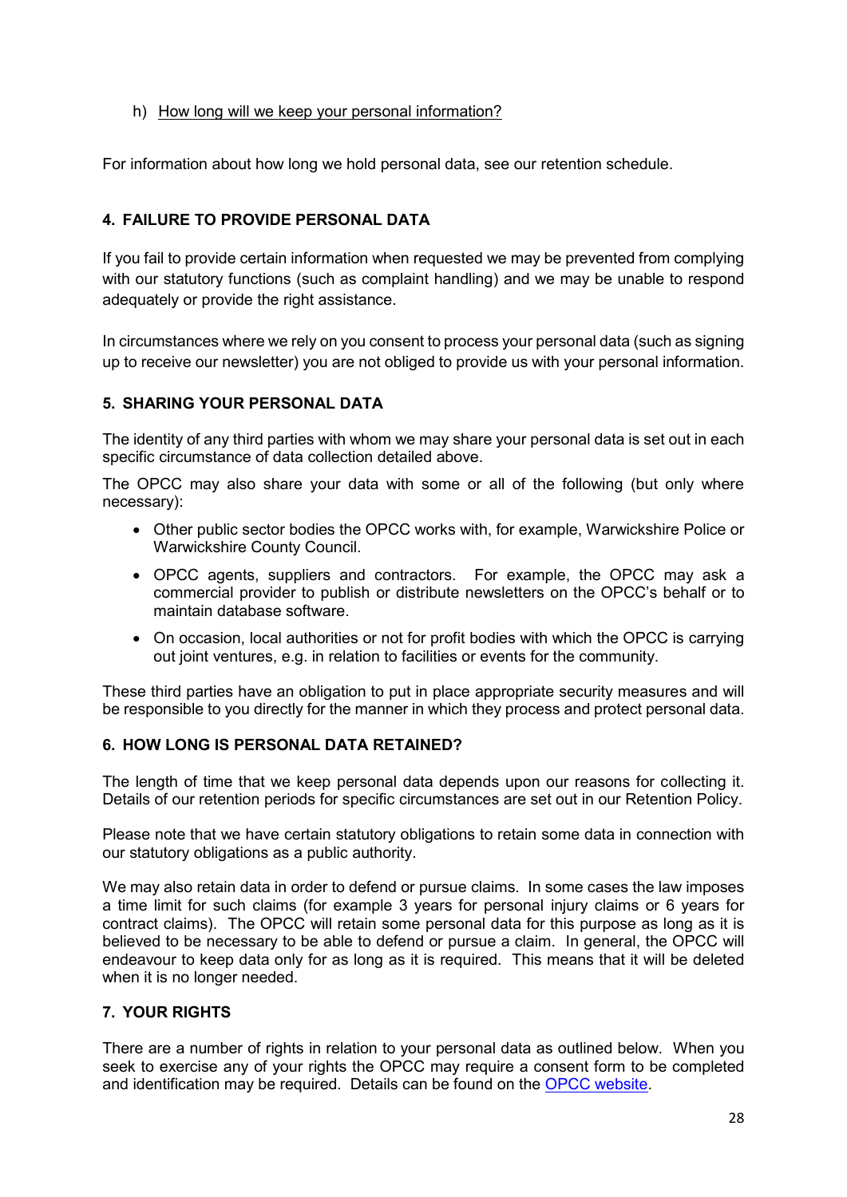h) How long will we keep your personal information?

For information about how long we hold personal data, see our retention schedule.

## 4. FAILURE TO PROVIDE PERSONAL DATA

If you fail to provide certain information when requested we may be prevented from complying with our statutory functions (such as complaint handling) and we may be unable to respond adequately or provide the right assistance.

In circumstances where we rely on you consent to process your personal data (such as signing up to receive our newsletter) you are not obliged to provide us with your personal information.

## 5. SHARING YOUR PERSONAL DATA

The identity of any third parties with whom we may share your personal data is set out in each specific circumstance of data collection detailed above.

The OPCC may also share your data with some or all of the following (but only where necessary):

- Other public sector bodies the OPCC works with, for example, Warwickshire Police or Warwickshire County Council.
- OPCC agents, suppliers and contractors. For example, the OPCC may ask a commercial provider to publish or distribute newsletters on the OPCC's behalf or to maintain database software.
- On occasion, local authorities or not for profit bodies with which the OPCC is carrying out joint ventures, e.g. in relation to facilities or events for the community.

These third parties have an obligation to put in place appropriate security measures and will be responsible to you directly for the manner in which they process and protect personal data.

## 6. HOW LONG IS PERSONAL DATA RETAINED?

The length of time that we keep personal data depends upon our reasons for collecting it. Details of our retention periods for specific circumstances are set out in our Retention Policy.

Please note that we have certain statutory obligations to retain some data in connection with our statutory obligations as a public authority.

We may also retain data in order to defend or pursue claims. In some cases the law imposes a time limit for such claims (for example 3 years for personal injury claims or 6 years for contract claims). The OPCC will retain some personal data for this purpose as long as it is believed to be necessary to be able to defend or pursue a claim. In general, the OPCC will endeavour to keep data only for as long as it is required. This means that it will be deleted when it is no longer needed.

## 7. YOUR RIGHTS

There are a number of rights in relation to your personal data as outlined below. When you seek to exercise any of your rights the OPCC may require a consent form to be completed and identification may be required. Details can be found on the OPCC website.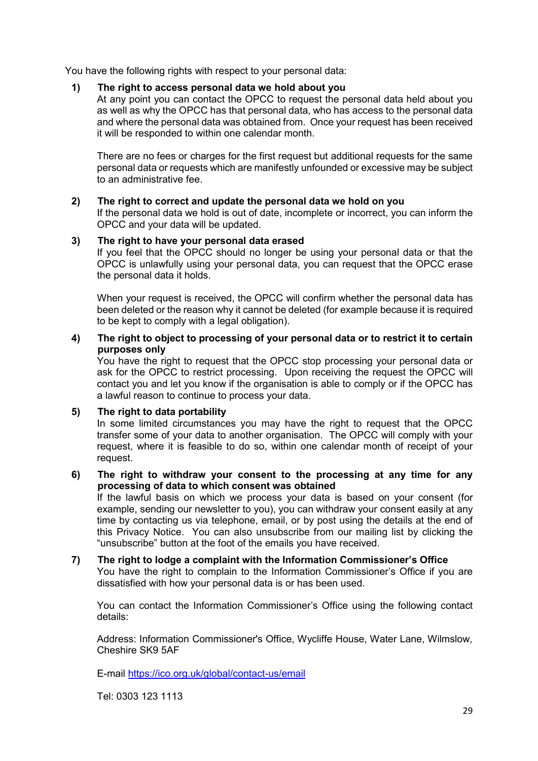You have the following rights with respect to your personal data:

1) **The right to access personal data we hold about you**
   At any point you can contact the OPCC to request the personal data held about you as well as why the OPCC has that personal data, who has access to the personal data and where the personal data was obtained from. Once your request has been received it will be responded to within one calendar month.

   There are no fees or charges for the first request but additional requests for the same personal data or requests which are manifestly unfounded or excessive may be subject to an administrative fee.

2) **The right to correct and update the personal data we hold on you**
   If the personal data we hold is out of date, incomplete or incorrect, you can inform the OPCC and your data will be updated.

3) **The right to have your personal data erased**
   If you feel that the OPCC should no longer be using your personal data or that the OPCC is unlawfully using your personal data, you can request that the OPCC erase the personal data it holds.

   When your request is received, the OPCC will confirm whether the personal data has been deleted or the reason why it cannot be deleted (for example because it is required to be kept to comply with a legal obligation).

4) **The right to object to processing of your personal data or to restrict it to certain purposes only**
   You have the right to request that the OPCC stop processing your personal data or ask for the OPCC to restrict processing. Upon receiving the request the OPCC will contact you and let you know if the organisation is able to comply or if the OPCC has a lawful reason to continue to process your data.

5) **The right to data portability**
   In some limited circumstances you may have the right to request that the OPCC transfer some of your data to another organisation. The OPCC will comply with your request, where it is feasible to do so, within one calendar month of receipt of your request.

6) **The right to withdraw your consent to the processing at any time for any processing of data to which consent was obtained**
   If the lawful basis on which we process your data is based on your consent (for example, sending our newsletter to you), you can withdraw your consent easily at any time by contacting us via telephone, email, or by post using the details at the end of this Privacy Notice. You can also unsubscribe from our mailing list by clicking the "unsubscribe" button at the foot of the emails you have received.

7) **The right to lodge a complaint with the Information Commissioner's Office**
   You have the right to complain to the Information Commissioner's Office if you are dissatisfied with how your personal data is or has been used.

   You can contact the Information Commissioner's Office using the following contact details:

   Address: Information Commissioner's Office, Wycliffe House, Water Lane, Wilmslow, Cheshire SK9 5AF

   E-mail [https://ico.org.uk/global/contact-us/email](https://ico.org.uk/global/contact-us/email)

   Tel: 0303 123 1113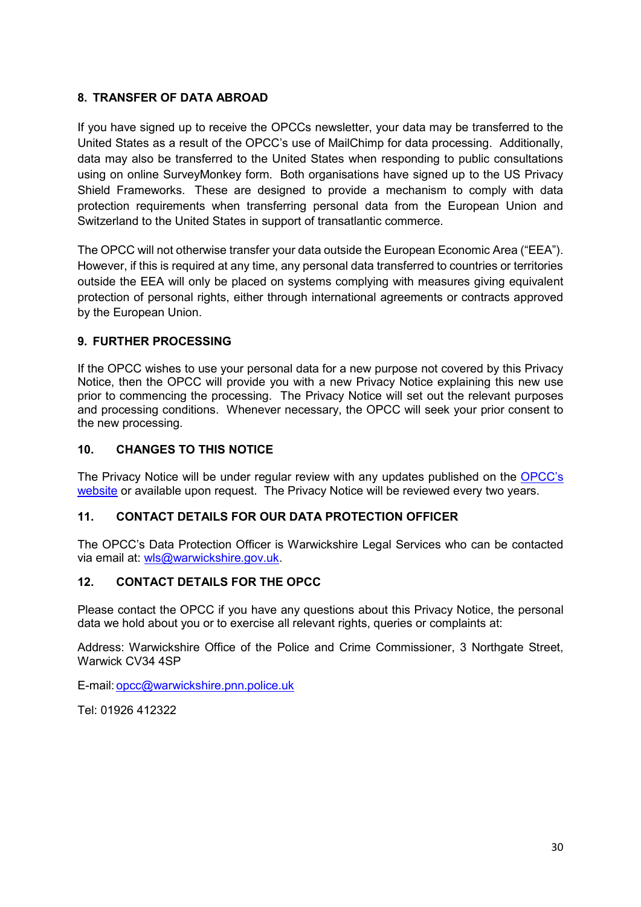## 8. TRANSFER OF DATA ABROAD

If you have signed up to receive the OPCCs newsletter, your data may be transferred to the United States as a result of the OPCC's use of MailChimp for data processing. Additionally, data may also be transferred to the United States when responding to public consultations using on online SurveyMonkey form. Both organisations have signed up to the US Privacy Shield Frameworks. These are designed to provide a mechanism to comply with data protection requirements when transferring personal data from the European Union and Switzerland to the United States in support of transatlantic commerce.

The OPCC will not otherwise transfer your data outside the European Economic Area ("EEA"). However, if this is required at any time, any personal data transferred to countries or territories outside the EEA will only be placed on systems complying with measures giving equivalent protection of personal rights, either through international agreements or contracts approved by the European Union.

## 9. FURTHER PROCESSING

If the OPCC wishes to use your personal data for a new purpose not covered by this Privacy Notice, then the OPCC will provide you with a new Privacy Notice explaining this new use prior to commencing the processing. The Privacy Notice will set out the relevant purposes and processing conditions. Whenever necessary, the OPCC will seek your prior consent to the new processing.

## 10. CHANGES TO THIS NOTICE

The Privacy Notice will be under regular review with any updates published on the OPCC's website or available upon request. The Privacy Notice will be reviewed every two years.

## 11. CONTACT DETAILS FOR OUR DATA PROTECTION OFFICER

The OPCC's Data Protection Officer is Warwickshire Legal Services who can be contacted via email at: wls@warwickshire.gov.uk.

## 12. CONTACT DETAILS FOR THE OPCC

Please contact the OPCC if you have any questions about this Privacy Notice, the personal data we hold about you or to exercise all relevant rights, queries or complaints at:

Address: Warwickshire Office of the Police and Crime Commissioner, 3 Northgate Street, Warwick CV34 4SP

E-mail: opcc@warwickshire.pnn.police.uk

Tel: 01926 412322